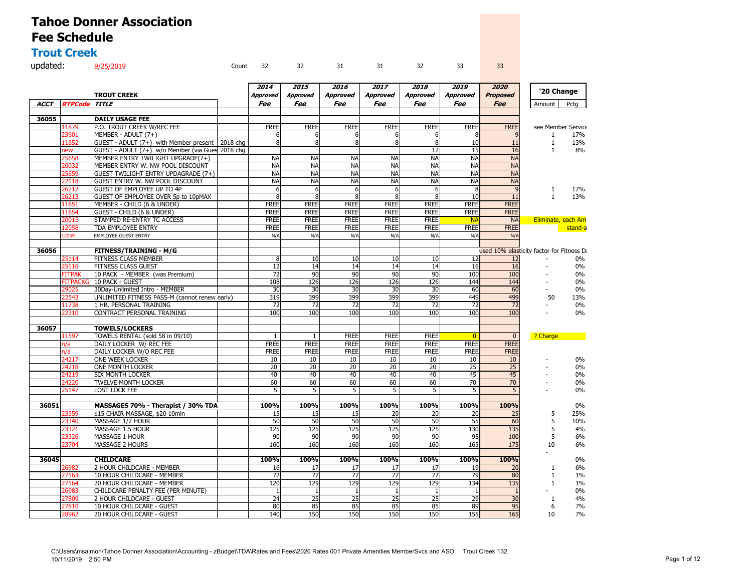# Tahoe Donner Association
# Fee Schedule
## Trout Creek

updated: 9/25/2019

| ACCT | RTPCode | TITLE | | 2014 Approved Fee | 2015 Approved Fee | 2016 Approved Fee | 2017 Approved Fee | 2018 Approved Fee | 2019 Approved Fee | 2020 Proposed Fee | '20 Change Amount | '20 Change Pctg |
|---|---|---|---|---|---|---|---|---|---|---|---|---|
| | | | Count | 32 | 32 | 31 | 31 | 32 | 33 | 33 | | |
| | | TROUT CREEK | | | | | | | | | | |
| 36055 | | DAILY USAGE FEE | | | | | | | | | | |
| | 11879 | P.O. TROUT CREEK W/REC FEE | | FREE | FREE | FREE | FREE | FREE | FREE | FREE | see Member Service | |
| | 23601 | MEMBER - ADULT (7+) | | 6 | 6 | 6 | 6 | 6 | 8 | 9 | 1 | 17% |
| | 11652 | GUEST - ADULT (7+) with Member present | 2018 chg | 8 | 8 | 8 | 8 | 8 | 10 | 11 | 1 | 13% |
| | new | GUEST - ADULT (7+) w/o Member (via Gues | 2018 chg | | | | | 12 | 15 | 16 | 1 | 8% |
| | 25658 | MEMBER ENTRY TWILIGHT UPGRADE(7+) | | NA | NA | NA | NA | NA | NA | NA | | |
| | 20032 | MEMBER ENTRY W. NW POOL DISCOUNT | | NA | NA | NA | NA | NA | NA | NA | | |
| | 25659 | GUEST TWILIGHT ENTRY UPDAGRADE (7+) | | NA | NA | NA | NA | NA | NA | NA | | |
| | 22118 | GUEST ENTRY W. NW POOL DISCOUNT | | NA | NA | NA | NA | NA | NA | NA | | |
| | 26212 | GUEST OF EMPLOYEE UP TO 4P | | 6 | 6 | 6 | 6 | 6 | 8 | 9 | 1 | 17% |
| | 26213 | GUEST OF EMPLOYEE OVER 5p to 10pMAX | | 8 | 8 | 8 | 8 | 8 | 10 | 11 | 1 | 13% |
| | 11651 | MEMBER - CHILD (6 & UNDER) | | FREE | FREE | FREE | FREE | FREE | FREE | FREE | | |
| | 11654 | GUEST - CHILD (6 & UNDER) | | FREE | FREE | FREE | FREE | FREE | FREE | FREE | | |
| | 20015 | STAMPED RE-ENTRY TC ACCESS | | FREE | FREE | FREE | FREE | FREE | NA | NA | Eliminate, each Am | |
| | 12058 | TDA EMPLOYEE ENTRY | | FREE | FREE | FREE | FREE | FREE | FREE | FREE | | stand-a |
| | 12059 | EMPLOYEE GUEST ENTRY | | N/A | N/A | N/A | N/A | N/A | N/A | N/A | | |
| 36056 | | FITNESS/TRAINING - M/G | | | | | | | | used 10% elasticity factor for Fitness D | | |
| | 25114 | FITNESS CLASS MEMBER | | 8 | 10 | 10 | 10 | 10 | 12 | 12 | - | 0% |
| | 25116 | FITNESS CLASS GUEST | | 12 | 14 | 14 | 14 | 14 | 16 | 16 | - | 0% |
| | FITPAK | 10 PACK - MEMBER (was Premium) | | 72 | 90 | 90 | 90 | 90 | 100 | 100 | - | 0% |
| | FITPACKG | 10 PACK - GUEST | | 108 | 126 | 126 | 126 | 126 | 144 | 144 | - | 0% |
| | 29025 | 30Day-Unlimited Intro - MEMBER | | 30 | 30 | 30 | 30 | 30 | 60 | 60 | - | 0% |
| | 22543 | UNLIMITED FITNESS PASS-M (cannot renew early) | | 319 | 399 | 399 | 399 | 399 | 449 | 499 | 50 | 13% |
| | 11738 | 1 HR. PERSONAL TRAINING | | 72 | 72 | 72 | 72 | 72 | 72 | 72 | - | 0% |
| | 22310 | CONTRACT PERSONAL TRAINING | | 100 | 100 | 100 | 100 | 100 | 100 | 100 | - | 0% |
| 36057 | | TOWELS/LOCKERS | | | | | | | | | | |
| | 11597 | TOWELS RENTAL (sold 58 in 09/10) | | 1 | 1 | FREE | FREE | FREE | 0 | 0 | ? Charge | |
| | n/a | DAILY LOCKER W/ REC FEE | | FREE | FREE | FREE | FREE | FREE | FREE | FREE | | |
| | n/a | DAILY LOCKER W/O REC FEE | | FREE | FREE | FREE | FREE | FREE | FREE | FREE | | |
| | 24217 | ONE WEEK LOCKER | | 10 | 10 | 10 | 10 | 10 | 10 | 10 | - | 0% |
| | 24218 | ONE MONTH LOCKER | | 20 | 20 | 20 | 20 | 20 | 25 | 25 | - | 0% |
| | 24219 | SIX MONTH LOCKER | | 40 | 40 | 40 | 40 | 40 | 45 | 45 | - | 0% |
| | 24220 | TWELVE MONTH LOCKER | | 60 | 60 | 60 | 60 | 60 | 70 | 70 | - | 0% |
| | 25147 | LOST LOCK FEE | | 5 | 5 | 5 | 5 | 5 | 5 | 5 | - | 0% |
| 36051 | | MASSAGES 70% - Therapist / 30% TDA | | 100% | 100% | 100% | 100% | 100% | 100% | 100% | | 0% |
| | 23359 | $15 CHAIR MASSAGE, $20 10min | | 15 | 15 | 15 | 20 | 20 | 20 | 25 | 5 | 25% |
| | 23340 | MASSAGE 1/2 HOUR | | 50 | 50 | 50 | 50 | 50 | 55 | 60 | 5 | 10% |
| | 23321 | MASSAGE 1.5 HOUR | | 125 | 125 | 125 | 125 | 125 | 130 | 135 | 5 | 4% |
| | 23326 | MASSAGE 1 HOUR | | 90 | 90 | 90 | 90 | 90 | 95 | 100 | 5 | 6% |
| | 23704 | MASSAGE 2 HOURS | | 160 | 160 | 160 | 160 | 160 | 165 | 175 | 10 | 6% |
| | | | | | | | | | | | - | |
| 36045 | | CHILDCARE | | 100% | 100% | 100% | 100% | 100% | 100% | 100% | | 0% |
| | 26982 | 2 HOUR CHILDCARE - MEMBER | | 16 | 17 | 17 | 17 | 17 | 19 | 20 | 1 | 6% |
| | 27163 | 10 HOUR CHILDCARE - MEMBER | | 72 | 77 | 77 | 77 | 77 | 79 | 80 | 1 | 1% |
| | 27164 | 20 HOUR CHILDCARE - MEMBER | | 120 | 129 | 129 | 129 | 129 | 134 | 135 | 1 | 1% |
| | 26983 | CHILDCARE PENALTY FEE (PER MINUTE) | | 1 | 1 | 1 | 1 | 1 | 1 | 1 | - | 0% |
| | 27809 | 2 HOUR CHILDCARE - GUEST | | 24 | 25 | 25 | 25 | 25 | 29 | 30 | 1 | 4% |
| | 27810 | 10 HOUR CHILDCARE - GUEST | | 80 | 85 | 85 | 85 | 85 | 89 | 95 | 6 | 7% |
| | 28962 | 20 HOUR CHILDCARE - GUEST | | 140 | 150 | 150 | 150 | 150 | 155 | 165 | 10 | 7% |

C:\Users\msalmon\Tahoe Donner Association\Accounting - zBudget\TDA\Rates and Fees\2020 Rates 001 Private Amenities MemberSvcs and ASO Trout Creek 132
10/11/2019 2:50 PM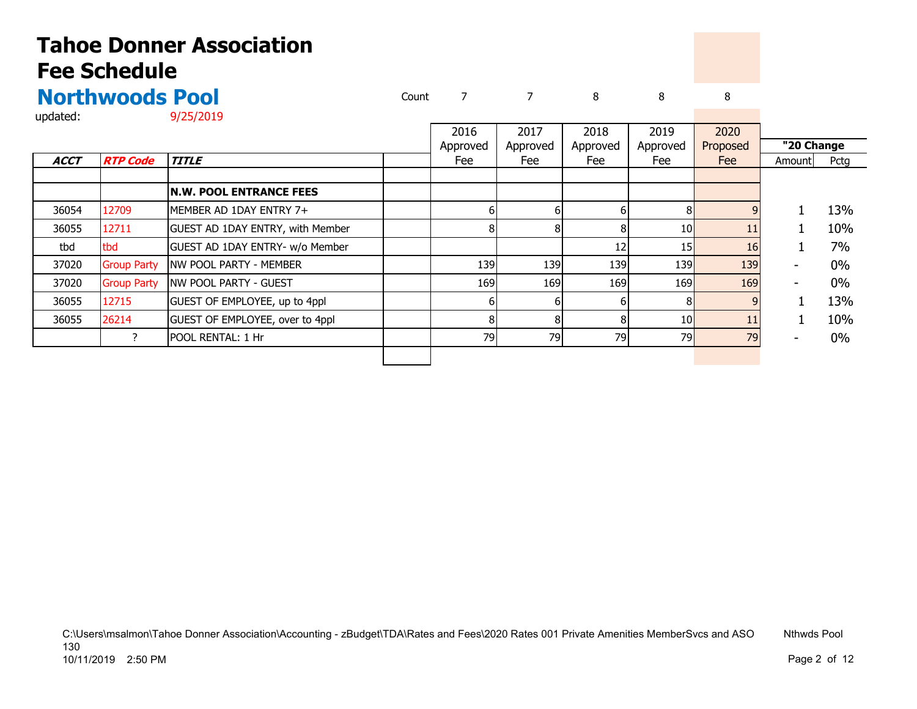# Tahoe Donner Association
# Fee Schedule
## Northwoods Pool

updated: 9/25/2019

| ACCT | RTP Code | TITLE | Count | 2016 Approved Fee | 2017 Approved Fee | 2018 Approved Fee | 2019 Approved Fee | 2020 Proposed Fee | "20 Change Amount | "20 Change Pctg |
|---|---|---|---|---|---|---|---|---|---|---|
| | | | | 7 | 7 | 8 | 8 | 8 | | |
| | | **N.W. POOL ENTRANCE FEES** | | | | | | | | |
| 36054 | 12709 | MEMBER AD 1DAY ENTRY 7+ | | 6 | 6 | 6 | 8 | 9 | 1 | 13% |
| 36055 | 12711 | GUEST AD 1DAY ENTRY, with Member | | 8 | 8 | 8 | 10 | 11 | 1 | 10% |
| tbd | tbd | GUEST AD 1DAY ENTRY- w/o Member | | | | 12 | 15 | 16 | 1 | 7% |
| 37020 | Group Party | NW POOL PARTY - MEMBER | | 139 | 139 | 139 | 139 | 139 | - | 0% |
| 37020 | Group Party | NW POOL PARTY - GUEST | | 169 | 169 | 169 | 169 | 169 | - | 0% |
| 36055 | 12715 | GUEST OF EMPLOYEE, up to 4ppl | | 6 | 6 | 6 | 8 | 9 | 1 | 13% |
| 36055 | 26214 | GUEST OF EMPLOYEE, over to 4ppl | | 8 | 8 | 8 | 10 | 11 | 1 | 10% |
| | ? | POOL RENTAL: 1 Hr | | 79 | 79 | 79 | 79 | 79 | - | 0% |

C:\Users\msalmon\Tahoe Donner Association\Accounting - zBudget\TDA\Rates and Fees\2020 Rates 001 Private Amenities MemberSvcs and ASO 130
10/11/2019 2:50 PM

Nthwds Pool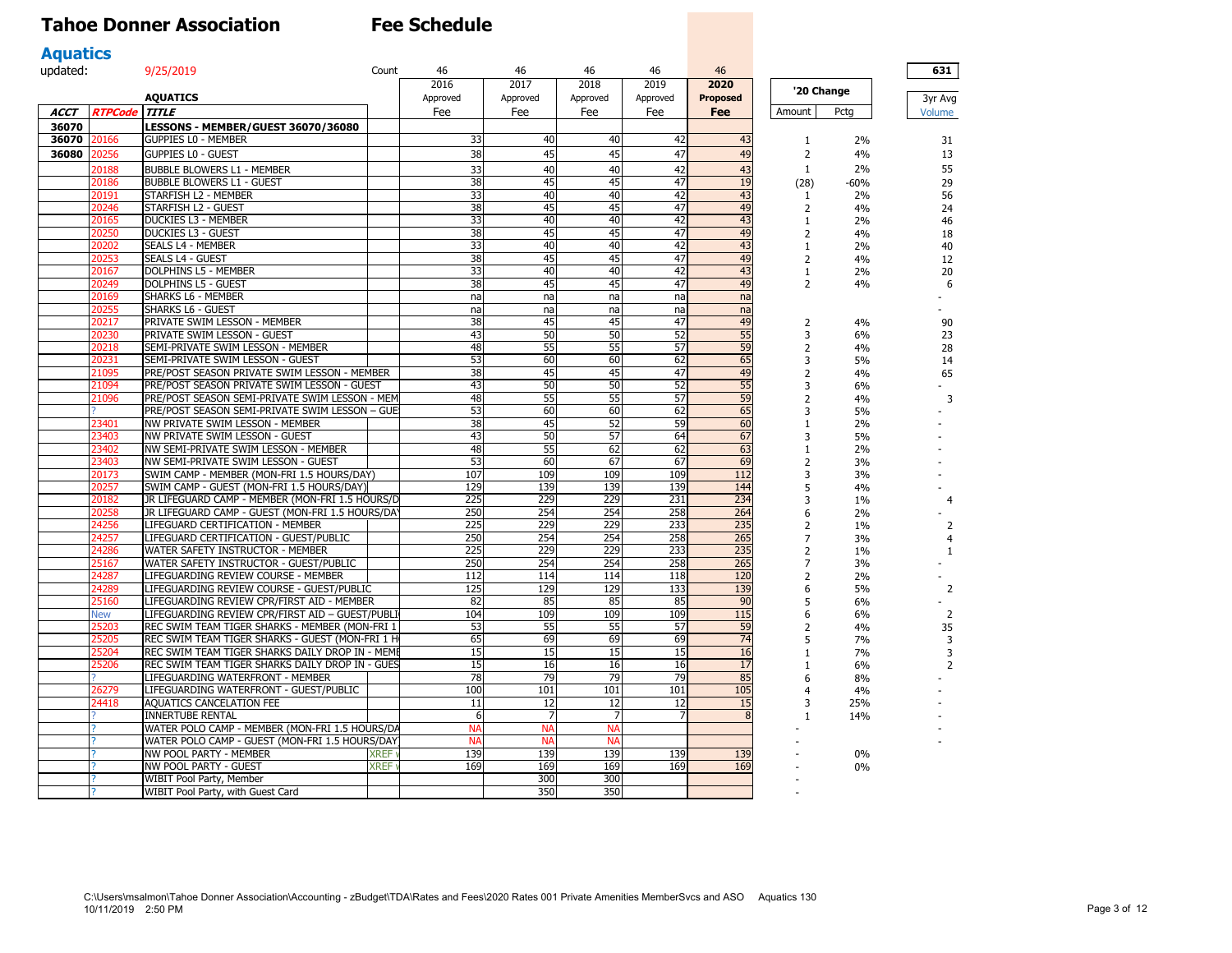# Tahoe Donner Association

# Fee Schedule

## Aquatics

updated: 9/25/2019

| ACCT | RTPCode | TITLE | | 2016 Approved Fee | 2017 Approved Fee | 2018 Approved Fee | 2019 Approved Fee | 2020 Proposed Fee | '20 Change Amount | '20 Change Pctg | 3yr Avg Volume |
|---|---|---|---|---|---|---|---|---|---|---|---|
| | | AQUATICS | Count | 46 | 46 | 46 | 46 | 46 | | | 631 |
| 36070 | | LESSONS - MEMBER/GUEST 36070/36080 | | | | | | | | | |
| 36070 | 20166 | GUPPIES L0 - MEMBER | | 33 | 40 | 40 | 42 | 43 | 1 | 2% | 31 |
| 36080 | 20256 | GUPPIES L0 - GUEST | | 38 | 45 | 45 | 47 | 49 | 2 | 4% | 13 |
| | 20188 | BUBBLE BLOWERS L1 - MEMBER | | 33 | 40 | 40 | 42 | 43 | 1 | 2% | 55 |
| | 20186 | BUBBLE BLOWERS L1 - GUEST | | 38 | 45 | 45 | 47 | 19 | (28) | -60% | 29 |
| | 20191 | STARFISH L2 - MEMBER | | 33 | 40 | 40 | 42 | 43 | 1 | 2% | 56 |
| | 20246 | STARFISH L2 - GUEST | | 38 | 45 | 45 | 47 | 49 | 2 | 4% | 24 |
| | 20165 | DUCKIES L3 - MEMBER | | 33 | 40 | 40 | 42 | 43 | 1 | 2% | 46 |
| | 20250 | DUCKIES L3 - GUEST | | 38 | 45 | 45 | 47 | 49 | 2 | 4% | 18 |
| | 20202 | SEALS L4 - MEMBER | | 33 | 40 | 40 | 42 | 43 | 1 | 2% | 40 |
| | 20253 | SEALS L4 - GUEST | | 38 | 45 | 45 | 47 | 49 | 2 | 4% | 12 |
| | 20167 | DOLPHINS L5 - MEMBER | | 33 | 40 | 40 | 42 | 43 | 1 | 2% | 20 |
| | 20249 | DOLPHINS L5 - GUEST | | 38 | 45 | 45 | 47 | 49 | 2 | 4% | 6 |
| | 20169 | SHARKS L6 - MEMBER | | na | na | na | na | na | | | - |
| | 20255 | SHARKS L6 - GUEST | | na | na | na | na | na | | | - |
| | 20217 | PRIVATE SWIM LESSON - MEMBER | | 38 | 45 | 45 | 47 | 49 | 2 | 4% | 90 |
| | 20230 | PRIVATE SWIM LESSON - GUEST | | 43 | 50 | 50 | 52 | 55 | 3 | 6% | 23 |
| | 20218 | SEMI-PRIVATE SWIM LESSON - MEMBER | | 48 | 55 | 55 | 57 | 59 | 2 | 4% | 28 |
| | 20231 | SEMI-PRIVATE SWIM LESSON - GUEST | | 53 | 60 | 60 | 62 | 65 | 3 | 5% | 14 |
| | 21095 | PRE/POST SEASON PRIVATE SWIM LESSON - MEMBER | | 38 | 45 | 45 | 47 | 49 | 2 | 4% | 65 |
| | 21094 | PRE/POST SEASON PRIVATE SWIM LESSON - GUEST | | 43 | 50 | 50 | 52 | 55 | 3 | 6% | - |
| | 21096 | PRE/POST SEASON SEMI-PRIVATE SWIM LESSON - MEM | | 48 | 55 | 55 | 57 | 59 | 2 | 4% | 3 |
| | ? | PRE/POST SEASON SEMI-PRIVATE SWIM LESSON – GUE | | 53 | 60 | 60 | 62 | 65 | 3 | 5% | - |
| | 23401 | NW PRIVATE SWIM LESSON - MEMBER | | 38 | 45 | 52 | 59 | 60 | 1 | 2% | - |
| | 23403 | NW PRIVATE SWIM LESSON - GUEST | | 43 | 50 | 57 | 64 | 67 | 3 | 5% | - |
| | 23402 | NW SEMI-PRIVATE SWIM LESSON - MEMBER | | 48 | 55 | 62 | 62 | 63 | 1 | 2% | - |
| | 23403 | NW SEMI-PRIVATE SWIM LESSON - GUEST | | 53 | 60 | 67 | 67 | 69 | 2 | 3% | - |
| | 20173 | SWIM CAMP - MEMBER (MON-FRI 1.5 HOURS/DAY) | | 107 | 109 | 109 | 109 | 112 | 3 | 3% | - |
| | 20257 | SWIM CAMP - GUEST (MON-FRI 1.5 HOURS/DAY) | | 129 | 139 | 139 | 139 | 144 | 5 | 4% | - |
| | 20182 | JR LIFEGUARD CAMP - MEMBER (MON-FRI 1.5 HOURS/D | | 225 | 229 | 229 | 231 | 234 | 3 | 1% | 4 |
| | 20258 | JR LIFEGUARD CAMP - GUEST (MON-FRI 1.5 HOURS/DA | | 250 | 254 | 254 | 258 | 264 | 6 | 2% | - |
| | 24256 | LIFEGUARD CERTIFICATION - MEMBER | | 225 | 229 | 229 | 233 | 235 | 2 | 1% | 2 |
| | 24257 | LIFEGUARD CERTIFICATION - GUEST/PUBLIC | | 250 | 254 | 254 | 258 | 265 | 7 | 3% | 4 |
| | 24286 | WATER SAFETY INSTRUCTOR - MEMBER | | 225 | 229 | 229 | 233 | 235 | 2 | 1% | 1 |
| | 25167 | WATER SAFETY INSTRUCTOR - GUEST/PUBLIC | | 250 | 254 | 254 | 258 | 265 | 7 | 3% | - |
| | 24287 | LIFEGUARDING REVIEW COURSE - MEMBER | | 112 | 114 | 114 | 118 | 120 | 2 | 2% | - |
| | 24289 | LIFEGUARDING REVIEW COURSE - GUEST/PUBLIC | | 125 | 129 | 129 | 133 | 139 | 6 | 5% | 2 |
| | 25160 | LIFEGUARDING REVIEW CPR/FIRST AID - MEMBER | | 82 | 85 | 85 | 85 | 90 | 5 | 6% | - |
| | New | LIFEGUARDING REVIEW CPR/FIRST AID – GUEST/PUBLI | | 104 | 109 | 109 | 109 | 115 | 6 | 6% | 2 |
| | 25203 | REC SWIM TEAM TIGER SHARKS - MEMBER (MON-FRI 1 | | 53 | 55 | 55 | 57 | 59 | 2 | 4% | 35 |
| | 25205 | REC SWIM TEAM TIGER SHARKS - GUEST (MON-FRI 1 H | | 65 | 69 | 69 | 69 | 74 | 5 | 7% | 3 |
| | 25204 | REC SWIM TEAM TIGER SHARKS DAILY DROP IN - MEME | | 15 | 15 | 15 | 15 | 16 | 1 | 7% | 3 |
| | 25206 | REC SWIM TEAM TIGER SHARKS DAILY DROP IN - GUES | | 15 | 16 | 16 | 16 | 17 | 1 | 6% | 2 |
| | ? | LIFEGUARDING WATERFRONT - MEMBER | | 78 | 79 | 79 | 79 | 85 | 6 | 8% | - |
| | 26279 | LIFEGUARDING WATERFRONT - GUEST/PUBLIC | | 100 | 101 | 101 | 101 | 105 | 4 | 4% | - |
| | 24418 | AQUATICS CANCELATION FEE | | 11 | 12 | 12 | 12 | 15 | 3 | 25% | - |
| | ? | INNERTUBE RENTAL | | 6 | 7 | 7 | 7 | 8 | 1 | 14% | - |
| | ? | WATER POLO CAMP - MEMBER (MON-FRI 1.5 HOURS/DA | | NA | NA | NA | | | - | | - |
| | ? | WATER POLO CAMP - GUEST (MON-FRI 1.5 HOURS/DAY | | NA | NA | NA | | | - | | - |
| | ? | NW POOL PARTY - MEMBER | XREF | 139 | 139 | 139 | 139 | 139 | - | 0% | |
| | ? | NW POOL PARTY - GUEST | XREF | 169 | 169 | 169 | 169 | 169 | - | 0% | |
| | ? | WIBIT Pool Party, Member | | | 300 | 300 | | | - | | |
| | ? | WIBIT Pool Party, with Guest Card | | | 350 | 350 | | | - | | |

C:\Users\msalmon\Tahoe Donner Association\Accounting - zBudget\TDA\Rates and Fees\2020 Rates 001 Private Amenities MemberSvcs and ASO Aquatics 130
10/11/2019 2:50 PM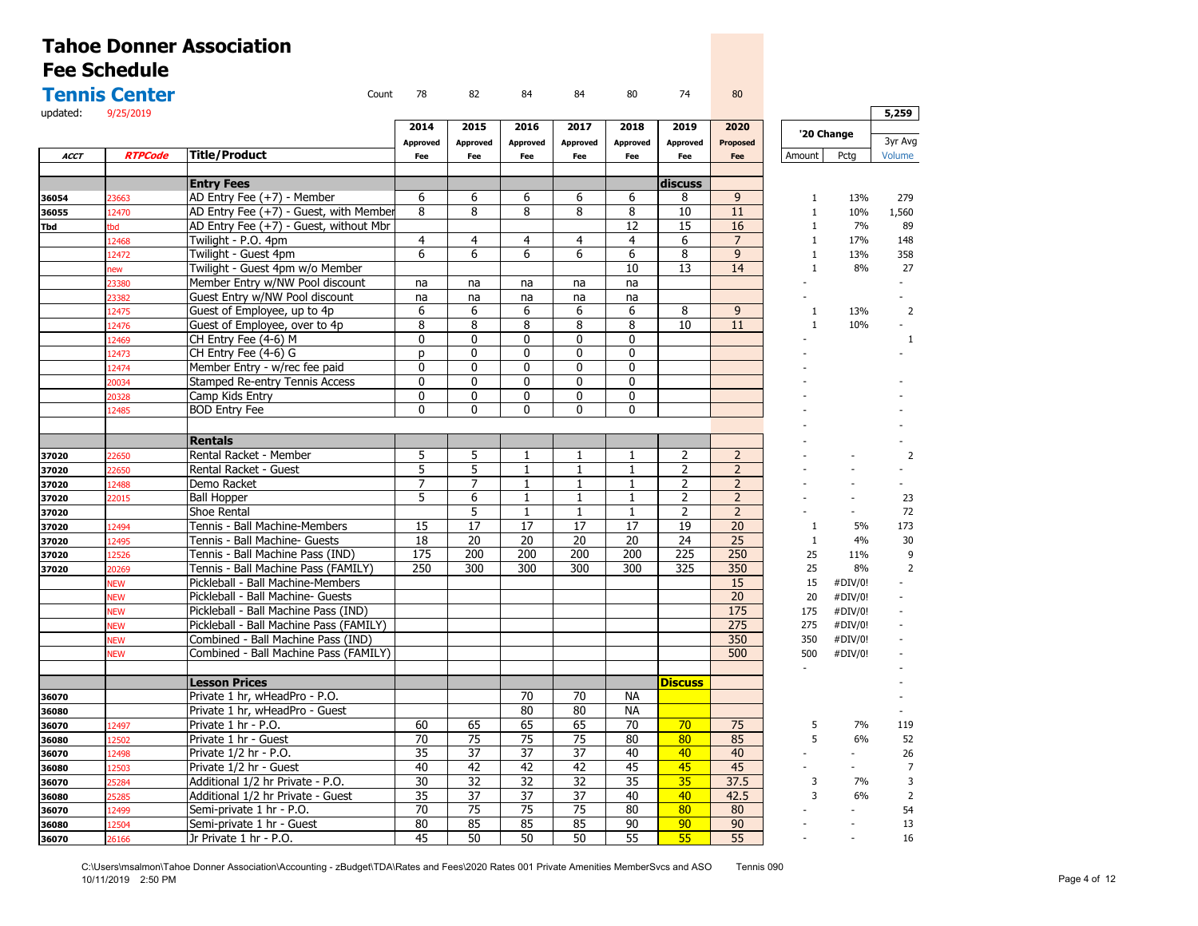# Tahoe Donner Association
# Fee Schedule
## Tennis Center

updated: 9/25/2019

| ACCT | RTPCode | Title/Product | 2014 Approved Fee | 2015 Approved Fee | 2016 Approved Fee | 2017 Approved Fee | 2018 Approved Fee | 2019 Approved Fee | 2020 Proposed Fee | '20 Change Amount | '20 Change Pctg | 3yr Avg Volume |
|---|---|---|---|---|---|---|---|---|---|---|---|---|
| | | Count | 78 | 82 | 84 | 84 | 80 | 74 | 80 | | | 5,259 |
| | | **Entry Fees** | | | | | | discuss | | | | |
| 36054 | 23663 | AD Entry Fee (+7) - Member | 6 | 6 | 6 | 6 | 6 | 8 | 9 | 1 | 13% | 279 |
| 36055 | 12470 | AD Entry Fee (+7) - Guest, with Member | 8 | 8 | 8 | 8 | 8 | 10 | 11 | 1 | 10% | 1,560 |
| Tbd | tbd | AD Entry Fee (+7) - Guest, without Mbr | | | | | 12 | 15 | 16 | 1 | 7% | 89 |
| | 12468 | Twilight - P.O. 4pm | 4 | 4 | 4 | 4 | 4 | 6 | 7 | 1 | 17% | 148 |
| | 12472 | Twilight - Guest 4pm | 6 | 6 | 6 | 6 | 6 | 8 | 9 | 1 | 13% | 358 |
| | new | Twilight - Guest 4pm w/o Member | | | | | 10 | 13 | 14 | 1 | 8% | 27 |
| | 23380 | Member Entry w/NW Pool discount | na | na | na | na | na | | | - | | - |
| | 23382 | Guest Entry w/NW Pool discount | na | na | na | na | na | | | - | | - |
| | 12475 | Guest of Employee, up to 4p | 6 | 6 | 6 | 6 | 6 | 8 | 9 | 1 | 13% | 2 |
| | 12476 | Guest of Employee, over to 4p | 8 | 8 | 8 | 8 | 8 | 10 | 11 | 1 | 10% | - |
| | 12469 | CH Entry Fee (4-6) M | 0 | 0 | 0 | 0 | 0 | | | - | | 1 |
| | 12473 | CH Entry Fee (4-6) G | p | 0 | 0 | 0 | 0 | | | - | | - |
| | 12474 | Member Entry - w/rec fee paid | 0 | 0 | 0 | 0 | 0 | | | - | | |
| | 20034 | Stamped Re-entry Tennis Access | 0 | 0 | 0 | 0 | 0 | | | - | | - |
| | 20328 | Camp Kids Entry | 0 | 0 | 0 | 0 | 0 | | | - | | - |
| | 12485 | BOD Entry Fee | 0 | 0 | 0 | 0 | 0 | | | - | | - |
| | | | | | | | | | | - | | - |
| | | **Rentals** | | | | | | | | - | | - |
| 37020 | 22650 | Rental Racket - Member | 5 | 5 | 1 | 1 | 1 | 2 | 2 | - | - | 2 |
| 37020 | 22650 | Rental Racket - Guest | 5 | 5 | 1 | 1 | 1 | 2 | 2 | - | - | - |
| 37020 | 12488 | Demo Racket | 7 | 7 | 1 | 1 | 1 | 2 | 2 | - | - | - |
| 37020 | 22015 | Ball Hopper | 5 | 6 | 1 | 1 | 1 | 2 | 2 | - | - | 23 |
| 37020 | | Shoe Rental | | 5 | 1 | 1 | 1 | 2 | 2 | - | - | 72 |
| 37020 | 12494 | Tennis - Ball Machine-Members | 15 | 17 | 17 | 17 | 17 | 19 | 20 | 1 | 5% | 173 |
| 37020 | 12495 | Tennis - Ball Machine- Guests | 18 | 20 | 20 | 20 | 20 | 24 | 25 | 1 | 4% | 30 |
| 37020 | 12526 | Tennis - Ball Machine Pass (IND) | 175 | 200 | 200 | 200 | 200 | 225 | 250 | 25 | 11% | 9 |
| 37020 | 20269 | Tennis - Ball Machine Pass (FAMILY) | 250 | 300 | 300 | 300 | 300 | 325 | 350 | 25 | 8% | 2 |
| | NEW | Pickleball - Ball Machine-Members | | | | | | | 15 | 15 | #DIV/0! | - |
| | NEW | Pickleball - Ball Machine- Guests | | | | | | | 20 | 20 | #DIV/0! | - |
| | NEW | Pickleball - Ball Machine Pass (IND) | | | | | | | 175 | 175 | #DIV/0! | - |
| | NEW | Pickleball - Ball Machine Pass (FAMILY) | | | | | | | 275 | 275 | #DIV/0! | - |
| | NEW | Combined - Ball Machine Pass (IND) | | | | | | | 350 | 350 | #DIV/0! | - |
| | NEW | Combined - Ball Machine Pass (FAMILY) | | | | | | | 500 | 500 | #DIV/0! | - |
| | | | | | | | | | | - | | - |
| | | **Lesson Prices** | | | | | | Discuss | | | | - |
| 36070 | | Private 1 hr, wHeadPro - P.O. | | | 70 | 70 | NA | | | | | - |
| 36080 | | Private 1 hr, wHeadPro - Guest | | | 80 | 80 | NA | | | | | - |
| 36070 | 12497 | Private 1 hr - P.O. | 60 | 65 | 65 | 65 | 70 | 70 | 75 | 5 | 7% | 119 |
| 36080 | 12502 | Private 1 hr - Guest | 70 | 75 | 75 | 75 | 80 | 80 | 85 | 5 | 6% | 52 |
| 36070 | 12498 | Private 1/2 hr - P.O. | 35 | 37 | 37 | 37 | 40 | 40 | 40 | - | - | 26 |
| 36080 | 12503 | Private 1/2 hr - Guest | 40 | 42 | 42 | 42 | 45 | 45 | 45 | - | - | 7 |
| 36070 | 25284 | Additional 1/2 hr Private - P.O. | 30 | 32 | 32 | 32 | 35 | 35 | 37.5 | 3 | 7% | 3 |
| 36080 | 25285 | Additional 1/2 hr Private - Guest | 35 | 37 | 37 | 37 | 40 | 40 | 42.5 | 3 | 6% | 2 |
| 36070 | 12499 | Semi-private 1 hr - P.O. | 70 | 75 | 75 | 75 | 80 | 80 | 80 | - | - | 54 |
| 36080 | 12504 | Semi-private 1 hr - Guest | 80 | 85 | 85 | 85 | 90 | 90 | 90 | - | - | 13 |
| 36070 | 26166 | Jr Private 1 hr - P.O. | 45 | 50 | 50 | 50 | 55 | 55 | 55 | - | - | 16 |

C:\Users\msalmon\Tahoe Donner Association\Accounting - zBudget\TDA\Rates and Fees\2020 Rates 001 Private Amenities MemberSvcs and ASO Tennis 090
10/11/2019 2:50 PM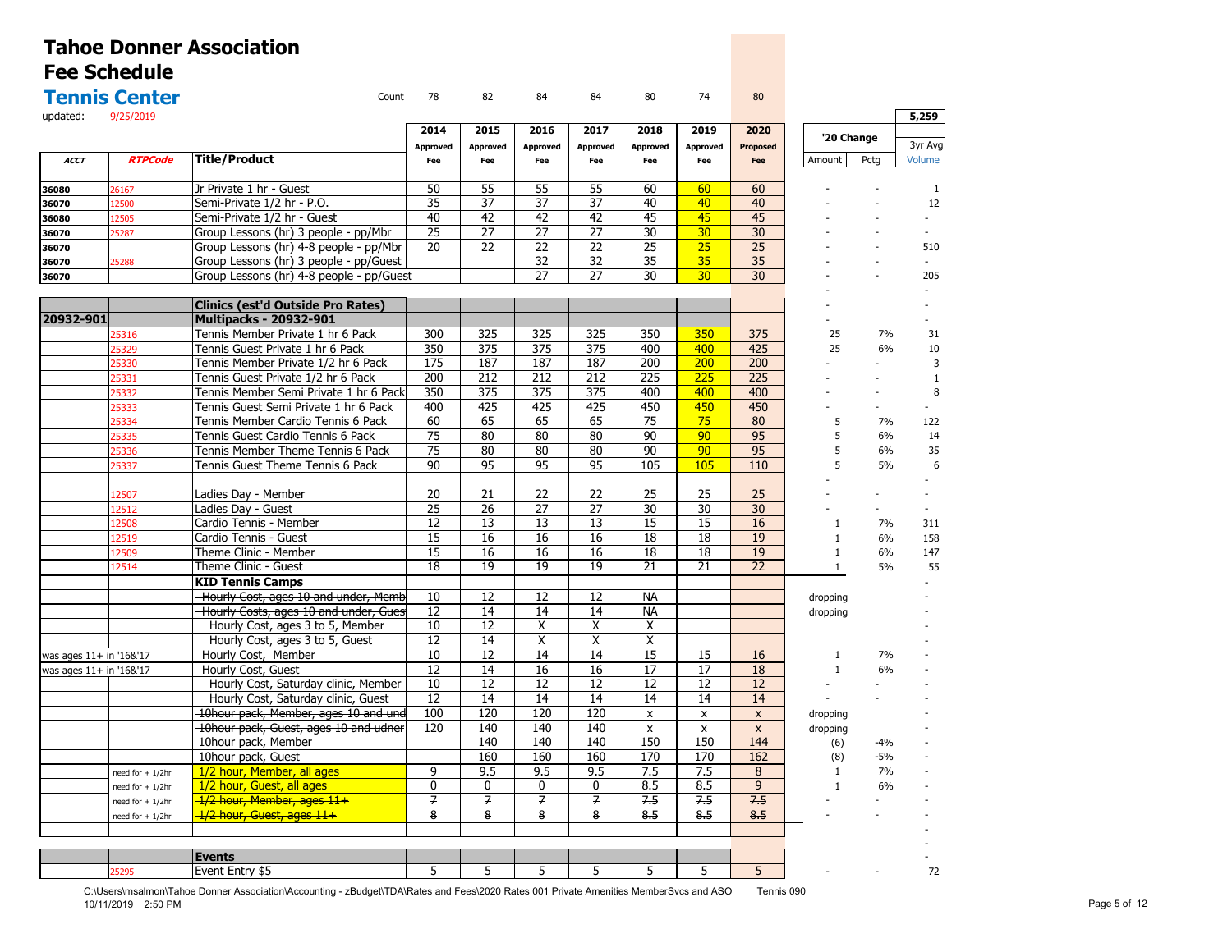# Tahoe Donner Association
# Fee Schedule
## Tennis Center

updated: 9/25/2019

| ACCT | RTPCode | Title/Product | 2014 Approved Fee | 2015 Approved Fee | 2016 Approved Fee | 2017 Approved Fee | 2018 Approved Fee | 2019 Approved Fee | 2020 Proposed Fee | '20 Change Amount | '20 Change Pctg | 3yr Avg Volume |
|---|---|---|---|---|---|---|---|---|---|---|---|---|
| | | Count | 78 | 82 | 84 | 84 | 80 | 74 | 80 | | | 5,259 |
| 36080 | 26167 | Jr Private 1 hr - Guest | 50 | 55 | 55 | 55 | 60 | 60 | 60 | - | - | 1 |
| 36070 | 12500 | Semi-Private 1/2 hr - P.O. | 35 | 37 | 37 | 37 | 40 | 40 | 40 | - | - | 12 |
| 36080 | 12505 | Semi-Private 1/2 hr - Guest | 40 | 42 | 42 | 42 | 45 | 45 | 45 | - | - | - |
| 36070 | 25287 | Group Lessons (hr) 3 people - pp/Mbr | 25 | 27 | 27 | 27 | 30 | 30 | 30 | - | - | - |
| 36070 | | Group Lessons (hr) 4-8 people - pp/Mbr | 20 | 22 | 22 | 22 | 25 | 25 | 25 | - | - | 510 |
| 36070 | 25288 | Group Lessons (hr) 3 people - pp/Guest | | | 32 | 32 | 35 | 35 | 35 | - | - | - |
| 36070 | | Group Lessons (hr) 4-8 people - pp/Guest | | | 27 | 27 | 30 | 30 | 30 | - | - | 205 |
| | | | | | | | | | | - | | - |
| | | **Clinics (est'd Outside Pro Rates)** | | | | | | | | - | | - |
| **20932-901** | | **Multipacks - 20932-901** | | | | | | | | - | | - |
| | 25316 | Tennis Member Private 1 hr 6 Pack | 300 | 325 | 325 | 325 | 350 | 350 | 375 | 25 | 7% | 31 |
| | 25329 | Tennis Guest Private 1 hr 6 Pack | 350 | 375 | 375 | 375 | 400 | 400 | 425 | 25 | 6% | 10 |
| | 25330 | Tennis Member Private 1/2 hr 6 Pack | 175 | 187 | 187 | 187 | 200 | 200 | 200 | - | - | 3 |
| | 25331 | Tennis Guest Private 1/2 hr 6 Pack | 200 | 212 | 212 | 212 | 225 | 225 | 225 | - | - | 1 |
| | 25332 | Tennis Member Semi Private 1 hr 6 Pack | 350 | 375 | 375 | 375 | 400 | 400 | 400 | - | - | 8 |
| | 25333 | Tennis Guest Semi Private 1 hr 6 Pack | 400 | 425 | 425 | 425 | 450 | 450 | 450 | - | - | - |
| | 25334 | Tennis Member Cardio Tennis 6 Pack | 60 | 65 | 65 | 65 | 75 | 75 | 80 | 5 | 7% | 122 |
| | 25335 | Tennis Guest Cardio Tennis 6 Pack | 75 | 80 | 80 | 80 | 90 | 90 | 95 | 5 | 6% | 14 |
| | 25336 | Tennis Member Theme Tennis 6 Pack | 75 | 80 | 80 | 80 | 90 | 90 | 95 | 5 | 6% | 35 |
| | 25337 | Tennis Guest Theme Tennis 6 Pack | 90 | 95 | 95 | 95 | 105 | 105 | 110 | 5 | 5% | 6 |
| | | | | | | | | | | - | | - |
| | 12507 | Ladies Day - Member | 20 | 21 | 22 | 22 | 25 | 25 | 25 | - | - | - |
| | 12512 | Ladies Day - Guest | 25 | 26 | 27 | 27 | 30 | 30 | 30 | - | - | - |
| | 12508 | Cardio Tennis - Member | 12 | 13 | 13 | 13 | 15 | 15 | 16 | 1 | 7% | 311 |
| | 12519 | Cardio Tennis - Guest | 15 | 16 | 16 | 16 | 18 | 18 | 19 | 1 | 6% | 158 |
| | 12509 | Theme Clinic - Member | 15 | 16 | 16 | 16 | 18 | 18 | 19 | 1 | 6% | 147 |
| | 12514 | Theme Clinic - Guest | 18 | 19 | 19 | 19 | 21 | 21 | 22 | 1 | 5% | 55 |
| | | **KID Tennis Camps** | | | | | | | | | | - |
| | | ~~Hourly Cost, ages 10 and under, Memb~~ | 10 | 12 | 12 | 12 | NA | | | dropping | | - |
| | | ~~Hourly Costs, ages 10 and under, Gues~~ | 12 | 14 | 14 | 14 | NA | | | dropping | | - |
| | | Hourly Cost, ages 3 to 5, Member | 10 | 12 | X | X | X | | | | | - |
| | | Hourly Cost, ages 3 to 5, Guest | 12 | 14 | X | X | X | | | | | - |
| was ages 11+ in '16&'17 | | Hourly Cost, Member | 10 | 12 | 14 | 14 | 15 | 15 | 16 | 1 | 7% | - |
| was ages 11+ in '16&'17 | | Hourly Cost, Guest | 12 | 14 | 16 | 16 | 17 | 17 | 18 | 1 | 6% | - |
| | | Hourly Cost, Saturday clinic, Member | 10 | 12 | 12 | 12 | 12 | 12 | 12 | - | - | - |
| | | Hourly Cost, Saturday clinic, Guest | 12 | 14 | 14 | 14 | 14 | 14 | 14 | - | - | - |
| | | ~~10hour pack, Member, ages 10 and und~~ | 100 | 120 | 120 | 120 | x | x | x | dropping | | - |
| | | ~~10hour pack, Guest, ages 10 and udner~~ | 120 | 140 | 140 | 140 | x | x | x | dropping | | - |
| | | 10hour pack, Member | | 140 | 140 | 140 | 150 | 150 | 144 | (6) | -4% | - |
| | | 10hour pack, Guest | | 160 | 160 | 160 | 170 | 170 | 162 | (8) | -5% | - |
| | need for + 1/2hr | 1/2 hour, Member, all ages | 9 | 9.5 | 9.5 | 9.5 | 7.5 | 7.5 | 8 | 1 | 7% | - |
| | need for + 1/2hr | 1/2 hour, Guest, all ages | 0 | 0 | 0 | 0 | 8.5 | 8.5 | 9 | 1 | 6% | - |
| | need for + 1/2hr | ~~1/2 hour, Member, ages 11+~~ | ~~7~~ | ~~7~~ | ~~7~~ | ~~7~~ | ~~7.5~~ | ~~7.5~~ | ~~7.5~~ | - | - | - |
| | need for + 1/2hr | ~~1/2 hour, Guest, ages 11+~~ | ~~8~~ | ~~8~~ | ~~8~~ | ~~8~~ | ~~8.5~~ | ~~8.5~~ | ~~8.5~~ | - | - | - |
| | | | | | | | | | | | | - |
| | | **Events** | | | | | | | | | | - |
| | 25295 | Event Entry $5 | 5 | 5 | 5 | 5 | 5 | 5 | 5 | - | - | 72 |

C:\Users\msalmon\Tahoe Donner Association\Accounting - zBudget\TDA\Rates and Fees\2020 Rates 001 Private Amenities MemberSvcs and ASO Tennis 090
10/11/2019 2:50 PM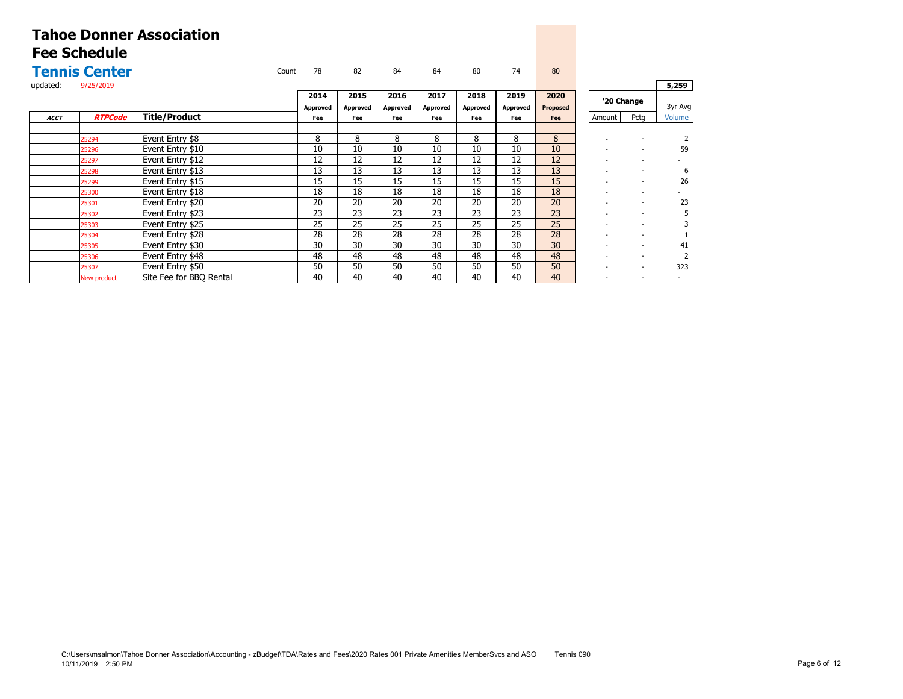# Tahoe Donner Association
# Fee Schedule
## Tennis Center

updated: 9/25/2019

| ACCT | RTPCode | Title/Product | 2014 Approved Fee | 2015 Approved Fee | 2016 Approved Fee | 2017 Approved Fee | 2018 Approved Fee | 2019 Approved Fee | 2020 Proposed Fee | '20 Change Amount | '20 Change Pctg | 3yr Avg Volume |
|---|---|---|---|---|---|---|---|---|---|---|---|---|
| | | Count | 78 | 82 | 84 | 84 | 80 | 74 | 80 | | | 5,259 |
| | 25294 | Event Entry $8 | 8 | 8 | 8 | 8 | 8 | 8 | 8 | - | - | 2 |
| | 25296 | Event Entry $10 | 10 | 10 | 10 | 10 | 10 | 10 | 10 | - | - | 59 |
| | 25297 | Event Entry $12 | 12 | 12 | 12 | 12 | 12 | 12 | 12 | - | - | - |
| | 25298 | Event Entry $13 | 13 | 13 | 13 | 13 | 13 | 13 | 13 | - | - | 6 |
| | 25299 | Event Entry $15 | 15 | 15 | 15 | 15 | 15 | 15 | 15 | - | - | 26 |
| | 25300 | Event Entry $18 | 18 | 18 | 18 | 18 | 18 | 18 | 18 | - | - | - |
| | 25301 | Event Entry $20 | 20 | 20 | 20 | 20 | 20 | 20 | 20 | - | - | 23 |
| | 25302 | Event Entry $23 | 23 | 23 | 23 | 23 | 23 | 23 | 23 | - | - | 5 |
| | 25303 | Event Entry $25 | 25 | 25 | 25 | 25 | 25 | 25 | 25 | - | - | 3 |
| | 25304 | Event Entry $28 | 28 | 28 | 28 | 28 | 28 | 28 | 28 | - | - | 1 |
| | 25305 | Event Entry $30 | 30 | 30 | 30 | 30 | 30 | 30 | 30 | - | - | 41 |
| | 25306 | Event Entry $48 | 48 | 48 | 48 | 48 | 48 | 48 | 48 | - | - | 2 |
| | 25307 | Event Entry $50 | 50 | 50 | 50 | 50 | 50 | 50 | 50 | - | - | 323 |
| | New product | Site Fee for BBQ Rental | 40 | 40 | 40 | 40 | 40 | 40 | 40 | - | - | - |

C:\Users\msalmon\Tahoe Donner Association\Accounting - zBudget\TDA\Rates and Fees\2020 Rates 001 Private Amenities MemberSvcs and ASO Tennis 090
10/11/2019 2:50 PM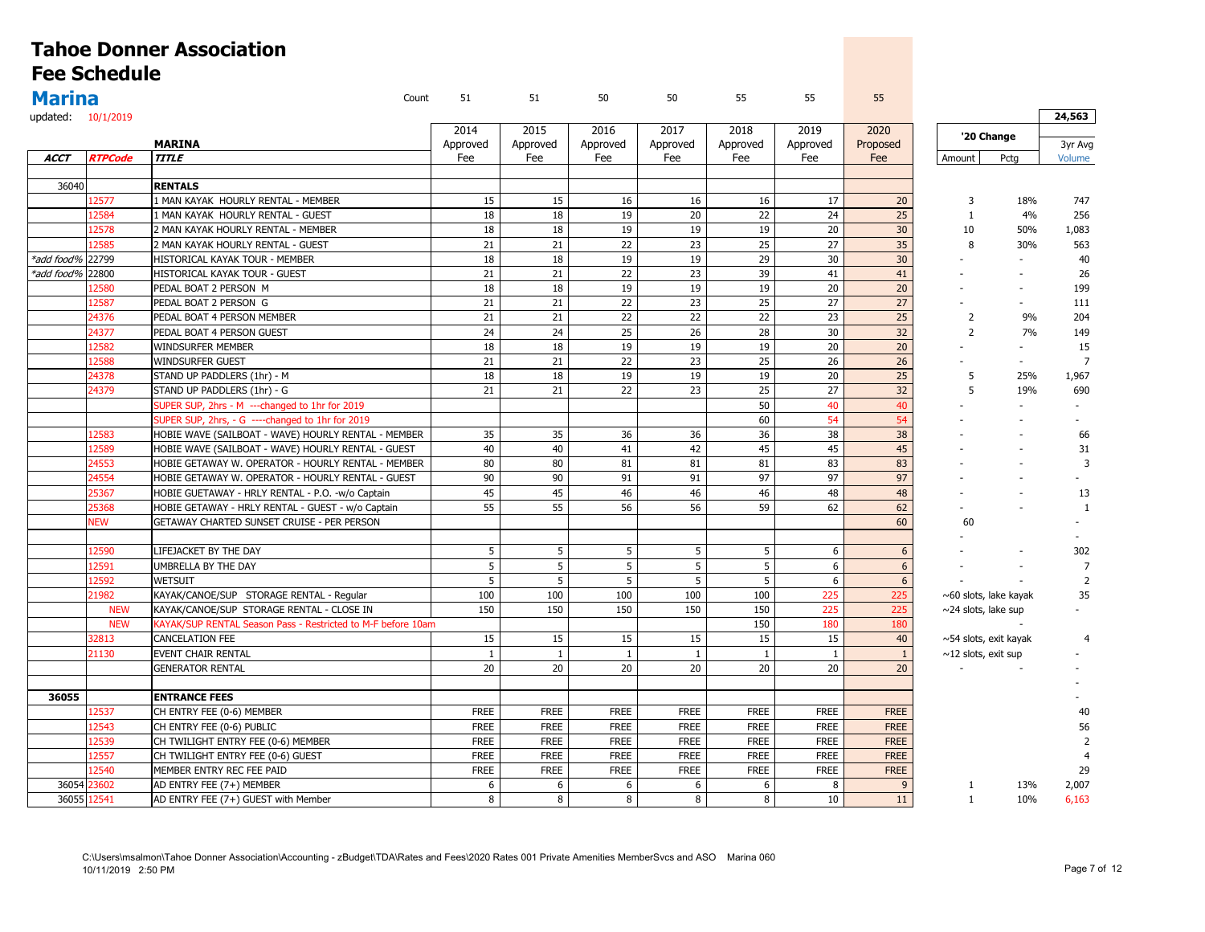# Tahoe Donner Association
# Fee Schedule
## Marina

updated: 10/1/2019

| ACCT | RTPCode | MARINA TITLE | 2014 Approved Fee | 2015 Approved Fee | 2016 Approved Fee | 2017 Approved Fee | 2018 Approved Fee | 2019 Approved Fee | 2020 Proposed Fee | '20 Change Amount | '20 Change Pctg | 3yr Avg Volume |
|---|---|---|---|---|---|---|---|---|---|---|---|---|
| | | Count | 51 | 51 | 50 | 50 | 55 | 55 | 55 | | | 24,563 |
| 36040 | | **RENTALS** | | | | | | | | | | |
| | 12577 | 1 MAN KAYAK HOURLY RENTAL - MEMBER | 15 | 15 | 16 | 16 | 16 | 17 | 20 | 3 | 18% | 747 |
| | 12584 | 1 MAN KAYAK HOURLY RENTAL - GUEST | 18 | 18 | 19 | 20 | 22 | 24 | 25 | 1 | 4% | 256 |
| | 12578 | 2 MAN KAYAK HOURLY RENTAL - MEMBER | 18 | 18 | 19 | 19 | 19 | 20 | 30 | 10 | 50% | 1,083 |
| | 12585 | 2 MAN KAYAK HOURLY RENTAL - GUEST | 21 | 21 | 22 | 23 | 25 | 27 | 35 | 8 | 30% | 563 |
| *add food%* | 22799 | HISTORICAL KAYAK TOUR - MEMBER | 18 | 18 | 19 | 19 | 29 | 30 | 30 | - | - | 40 |
| *add food%* | 22800 | HISTORICAL KAYAK TOUR - GUEST | 21 | 21 | 22 | 23 | 39 | 41 | 41 | - | - | 26 |
| | 12580 | PEDAL BOAT 2 PERSON M | 18 | 18 | 19 | 19 | 19 | 20 | 20 | - | - | 199 |
| | 12587 | PEDAL BOAT 2 PERSON G | 21 | 21 | 22 | 23 | 25 | 27 | 27 | - | - | 111 |
| | 24376 | PEDAL BOAT 4 PERSON MEMBER | 21 | 21 | 22 | 22 | 22 | 23 | 25 | 2 | 9% | 204 |
| | 24377 | PEDAL BOAT 4 PERSON GUEST | 24 | 24 | 25 | 26 | 28 | 30 | 32 | 2 | 7% | 149 |
| | 12582 | WINDSURFER MEMBER | 18 | 18 | 19 | 19 | 19 | 20 | 20 | - | - | 15 |
| | 12588 | WINDSURFER GUEST | 21 | 21 | 22 | 23 | 25 | 26 | 26 | - | - | 7 |
| | 24378 | STAND UP PADDLERS (1hr) - M | 18 | 18 | 19 | 19 | 19 | 20 | 25 | 5 | 25% | 1,967 |
| | 24379 | STAND UP PADDLERS (1hr) - G | 21 | 21 | 22 | 23 | 25 | 27 | 32 | 5 | 19% | 690 |
| | | SUPER SUP, 2hrs - M ---changed to 1hr for 2019 | | | | | 50 | 40 | 40 | - | - | - |
| | | SUPER SUP, 2hrs, - G ----changed to 1hr for 2019 | | | | | 60 | 54 | 54 | - | - | - |
| | 12583 | HOBIE WAVE (SAILBOAT - WAVE) HOURLY RENTAL - MEMBER | 35 | 35 | 36 | 36 | 36 | 38 | 38 | - | - | 66 |
| | 12589 | HOBIE WAVE (SAILBOAT - WAVE) HOURLY RENTAL - GUEST | 40 | 40 | 41 | 42 | 45 | 45 | 45 | - | - | 31 |
| | 24553 | HOBIE GETAWAY W. OPERATOR - HOURLY RENTAL - MEMBER | 80 | 80 | 81 | 81 | 81 | 83 | 83 | - | - | 3 |
| | 24554 | HOBIE GETAWAY W. OPERATOR - HOURLY RENTAL - GUEST | 90 | 90 | 91 | 91 | 97 | 97 | 97 | - | - | - |
| | 25367 | HOBIE GUETAWAY - HRLY RENTAL - P.O. -w/o Captain | 45 | 45 | 46 | 46 | 46 | 48 | 48 | - | - | 13 |
| | 25368 | HOBIE GETAWAY - HRLY RENTAL - GUEST - w/o Captain | 55 | 55 | 56 | 56 | 59 | 62 | 62 | - | - | 1 |
| | NEW | GETAWAY CHARTED SUNSET CRUISE - PER PERSON | | | | | | | 60 | 60 | | - |
| | | | | | | | | | | - | | - |
| | 12590 | LIFEJACKET BY THE DAY | 5 | 5 | 5 | 5 | 5 | 6 | 6 | - | - | 302 |
| | 12591 | UMBRELLA BY THE DAY | 5 | 5 | 5 | 5 | 5 | 6 | 6 | - | - | 7 |
| | 12592 | WETSUIT | 5 | 5 | 5 | 5 | 5 | 6 | 6 | - | - | 2 |
| | 21982 | KAYAK/CANOE/SUP STORAGE RENTAL - Regular | 100 | 100 | 100 | 100 | 100 | 225 | 225 | ~60 slots, lake kayak | | 35 |
| | NEW | KAYAK/CANOE/SUP STORAGE RENTAL - CLOSE IN | 150 | 150 | 150 | 150 | 150 | 225 | 225 | ~24 slots, lake sup | | - |
| | NEW | KAYAK/SUP RENTAL Season Pass - Restricted to M-F before 10am | | | | | 150 | 180 | 180 | | | - |
| | 32813 | CANCELATION FEE | 15 | 15 | 15 | 15 | 15 | 15 | 40 | ~54 slots, exit kayak | | 4 |
| | 21130 | EVENT CHAIR RENTAL | 1 | 1 | 1 | 1 | 1 | 1 | 1 | ~12 slots, exit sup | | - |
| | | GENERATOR RENTAL | 20 | 20 | 20 | 20 | 20 | 20 | 20 | - | - | - |
| | | | | | | | | | | | | - |
| 36055 | | **ENTRANCE FEES** | | | | | | | | | | - |
| | 12537 | CH ENTRY FEE (0-6) MEMBER | FREE | FREE | FREE | FREE | FREE | FREE | FREE | | | 40 |
| | 12543 | CH ENTRY FEE (0-6) PUBLIC | FREE | FREE | FREE | FREE | FREE | FREE | FREE | | | 56 |
| | 12539 | CH TWILIGHT ENTRY FEE (0-6) MEMBER | FREE | FREE | FREE | FREE | FREE | FREE | FREE | | | 2 |
| | 12557 | CH TWILIGHT ENTRY FEE (0-6) GUEST | FREE | FREE | FREE | FREE | FREE | FREE | FREE | | | 4 |
| | 12540 | MEMBER ENTRY REC FEE PAID | FREE | FREE | FREE | FREE | FREE | FREE | FREE | | | 29 |
| 36054 | 23602 | AD ENTRY FEE (7+) MEMBER | 6 | 6 | 6 | 6 | 6 | 8 | 9 | 1 | 13% | 2,007 |
| 36055 | 12541 | AD ENTRY FEE (7+) GUEST with Member | 8 | 8 | 8 | 8 | 8 | 10 | 11 | 1 | 10% | 6,163 |

C:\Users\msalmon\Tahoe Donner Association\Accounting - zBudget\TDA\Rates and Fees\2020 Rates 001 Private Amenities MemberSvcs and ASO Marina 060
10/11/2019 2:50 PM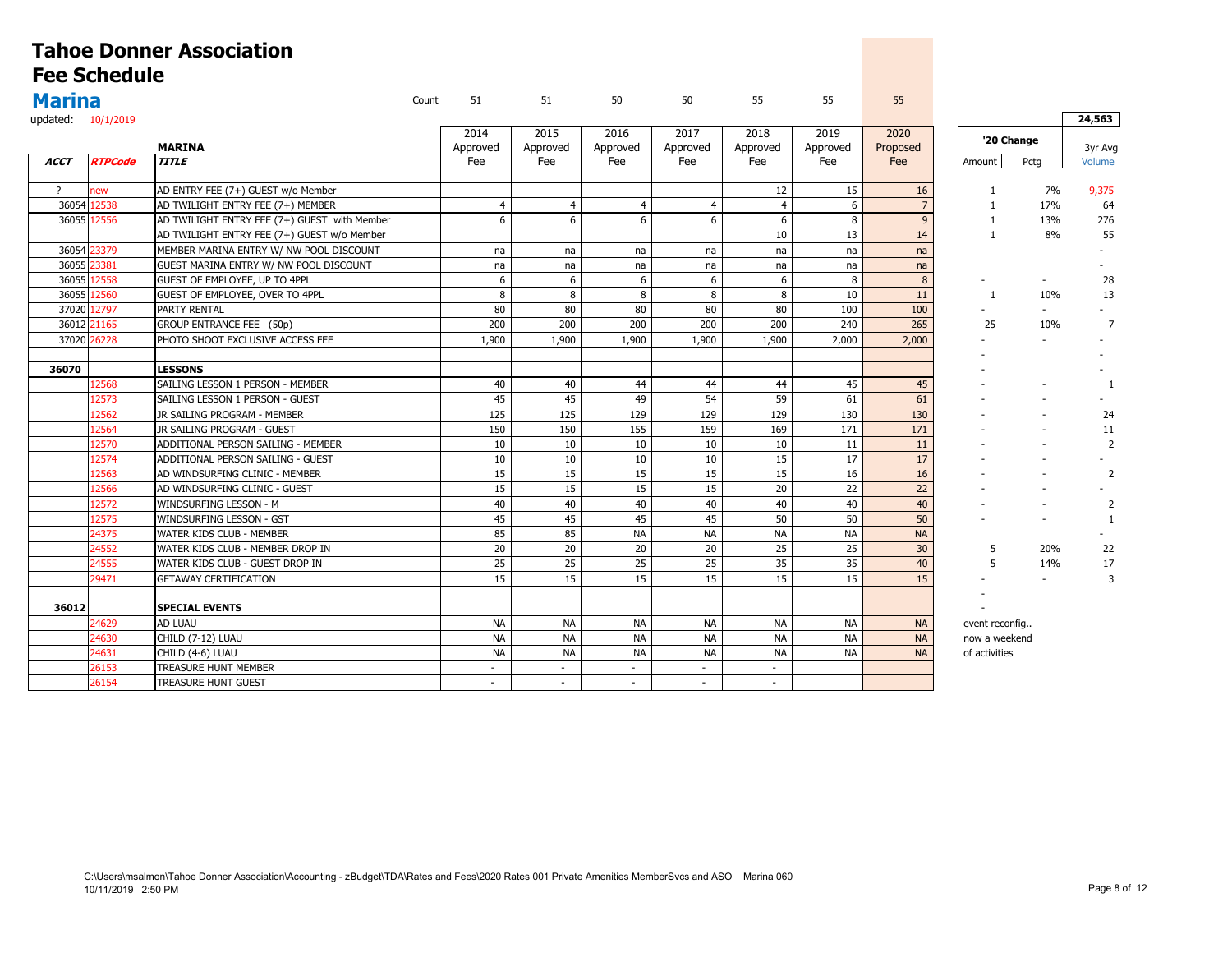# Tahoe Donner Association
# Fee Schedule
## Marina

updated: 10/1/2019

| | | | Count 51 | 51 | 50 | 50 | 55 | 55 | 55 | | | 24,563 |
|---|---|---|---|---|---|---|---|---|---|---|---|---|
| | | **MARINA** | 2014 Approved Fee | 2015 Approved Fee | 2016 Approved Fee | 2017 Approved Fee | 2018 Approved Fee | 2019 Approved Fee | 2020 Proposed Fee | '20 Change | | 3yr Avg |
| ***ACCT*** | ***RTPCode*** | ***TITLE*** | | | | | | | | Amount | Pctg | Volume |
| ? | new | AD ENTRY FEE (7+) GUEST w/o Member | | | | | 12 | 15 | 16 | 1 | 7% | 9,375 |
| 36054 | 12538 | AD TWILIGHT ENTRY FEE (7+) MEMBER | 4 | 4 | 4 | 4 | 4 | 6 | 7 | 1 | 17% | 64 |
| 36055 | 12556 | AD TWILIGHT ENTRY FEE (7+) GUEST with Member | 6 | 6 | 6 | 6 | 6 | 8 | 9 | 1 | 13% | 276 |
| | | AD TWILIGHT ENTRY FEE (7+) GUEST w/o Member | | | | | 10 | 13 | 14 | 1 | 8% | 55 |
| 36054 | 23379 | MEMBER MARINA ENTRY W/ NW POOL DISCOUNT | na | na | na | na | na | na | na | | | - |
| 36055 | 23381 | GUEST MARINA ENTRY W/ NW POOL DISCOUNT | na | na | na | na | na | na | na | | | - |
| 36055 | 12558 | GUEST OF EMPLOYEE, UP TO 4PPL | 6 | 6 | 6 | 6 | 6 | 8 | 8 | - | - | 28 |
| 36055 | 12560 | GUEST OF EMPLOYEE, OVER TO 4PPL | 8 | 8 | 8 | 8 | 8 | 10 | 11 | 1 | 10% | 13 |
| 37020 | 12797 | PARTY RENTAL | 80 | 80 | 80 | 80 | 80 | 100 | 100 | - | - | - |
| 36012 | 21165 | GROUP ENTRANCE FEE (50p) | 200 | 200 | 200 | 200 | 200 | 240 | 265 | 25 | 10% | 7 |
| 37020 | 26228 | PHOTO SHOOT EXCLUSIVE ACCESS FEE | 1,900 | 1,900 | 1,900 | 1,900 | 1,900 | 2,000 | 2,000 | - | - | - |
| | | | | | | | | | | - | | - |
| **36070** | | **LESSONS** | | | | | | | | - | | - |
| | 12568 | SAILING LESSON 1 PERSON - MEMBER | 40 | 40 | 44 | 44 | 44 | 45 | 45 | - | - | 1 |
| | 12573 | SAILING LESSON 1 PERSON - GUEST | 45 | 45 | 49 | 54 | 59 | 61 | 61 | - | - | - |
| | 12562 | JR SAILING PROGRAM - MEMBER | 125 | 125 | 129 | 129 | 129 | 130 | 130 | - | - | 24 |
| | 12564 | JR SAILING PROGRAM - GUEST | 150 | 150 | 155 | 159 | 169 | 171 | 171 | - | - | 11 |
| | 12570 | ADDITIONAL PERSON SAILING - MEMBER | 10 | 10 | 10 | 10 | 10 | 11 | 11 | - | - | 2 |
| | 12574 | ADDITIONAL PERSON SAILING - GUEST | 10 | 10 | 10 | 10 | 15 | 17 | 17 | - | - | - |
| | 12563 | AD WINDSURFING CLINIC - MEMBER | 15 | 15 | 15 | 15 | 15 | 16 | 16 | - | - | 2 |
| | 12566 | AD WINDSURFING CLINIC - GUEST | 15 | 15 | 15 | 15 | 20 | 22 | 22 | - | - | - |
| | 12572 | WINDSURFING LESSON - M | 40 | 40 | 40 | 40 | 40 | 40 | 40 | - | - | 2 |
| | 12575 | WINDSURFING LESSON - GST | 45 | 45 | 45 | 45 | 50 | 50 | 50 | - | - | 1 |
| | 24375 | WATER KIDS CLUB - MEMBER | 85 | 85 | NA | NA | NA | NA | NA | | | - |
| | 24552 | WATER KIDS CLUB - MEMBER DROP IN | 20 | 20 | 20 | 20 | 25 | 25 | 30 | 5 | 20% | 22 |
| | 24555 | WATER KIDS CLUB - GUEST DROP IN | 25 | 25 | 25 | 25 | 35 | 35 | 40 | 5 | 14% | 17 |
| | 29471 | GETAWAY CERTIFICATION | 15 | 15 | 15 | 15 | 15 | 15 | 15 | - | - | 3 |
| | | | | | | | | | | - | | |
| **36012** | | **SPECIAL EVENTS** | | | | | | | | - | | |
| | 24629 | AD LUAU | NA | NA | NA | NA | NA | NA | NA | event reconfig.. | | |
| | 24630 | CHILD (7-12) LUAU | NA | NA | NA | NA | NA | NA | NA | now a weekend | | |
| | 24631 | CHILD (4-6) LUAU | NA | NA | NA | NA | NA | NA | NA | of activities | | |
| | 26153 | TREASURE HUNT MEMBER | - | - | - | - | - | | | | | |
| | 26154 | TREASURE HUNT GUEST | - | - | - | - | - | | | | | |

C:\Users\msalmon\Tahoe Donner Association\Accounting - zBudget\TDA\Rates and Fees\2020 Rates 001 Private Amenities MemberSvcs and ASO Marina 060
10/11/2019 2:50 PM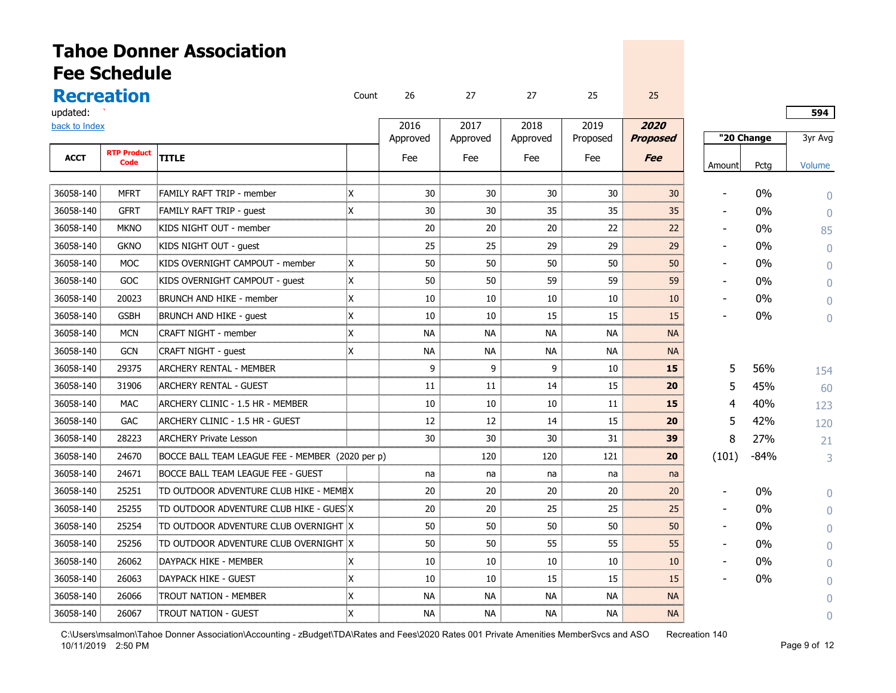# Tahoe Donner Association
# Fee Schedule
## Recreation

updated: `

back to Index

| ACCT | RTP Product Code | TITLE | Count | 2016 Approved Fee | 2017 Approved Fee | 2018 Approved Fee | 2019 Proposed Fee | ***2020 Proposed Fee*** | "20 Change Amount | "20 Change Pctg | 3yr Avg Volume |
|---|---|---|---|---|---|---|---|---|---|---|---|
| | | | | 26 | 27 | 27 | 25 | 25 | | | 594 |
| 36058-140 | MFRT | FAMILY RAFT TRIP - member | X | 30 | 30 | 30 | 30 | 30 | - | 0% | 0 |
| 36058-140 | GFRT | FAMILY RAFT TRIP - guest | X | 30 | 30 | 35 | 35 | 35 | - | 0% | 0 |
| 36058-140 | MKNO | KIDS NIGHT OUT - member | | 20 | 20 | 20 | 22 | 22 | - | 0% | 85 |
| 36058-140 | GKNO | KIDS NIGHT OUT - guest | | 25 | 25 | 29 | 29 | 29 | - | 0% | 0 |
| 36058-140 | MOC | KIDS OVERNIGHT CAMPOUT - member | X | 50 | 50 | 50 | 50 | 50 | - | 0% | 0 |
| 36058-140 | GOC | KIDS OVERNIGHT CAMPOUT - guest | X | 50 | 50 | 59 | 59 | 59 | - | 0% | 0 |
| 36058-140 | 20023 | BRUNCH AND HIKE - member | X | 10 | 10 | 10 | 10 | 10 | - | 0% | 0 |
| 36058-140 | GSBH | BRUNCH AND HIKE - guest | X | 10 | 10 | 15 | 15 | 15 | - | 0% | 0 |
| 36058-140 | MCN | CRAFT NIGHT - member | X | NA | NA | NA | NA | NA | | | |
| 36058-140 | GCN | CRAFT NIGHT - guest | X | NA | NA | NA | NA | NA | | | |
| 36058-140 | 29375 | ARCHERY RENTAL - MEMBER | | 9 | 9 | 9 | 10 | **15** | 5 | 56% | 154 |
| 36058-140 | 31906 | ARCHERY RENTAL - GUEST | | 11 | 11 | 14 | 15 | **20** | 5 | 45% | 60 |
| 36058-140 | MAC | ARCHERY CLINIC - 1.5 HR - MEMBER | | 10 | 10 | 10 | 11 | **15** | 4 | 40% | 123 |
| 36058-140 | GAC | ARCHERY CLINIC - 1.5 HR - GUEST | | 12 | 12 | 14 | 15 | **20** | 5 | 42% | 120 |
| 36058-140 | 28223 | ARCHERY Private Lesson | | 30 | 30 | 30 | 31 | **39** | 8 | 27% | 21 |
| 36058-140 | 24670 | BOCCE BALL TEAM LEAGUE FEE - MEMBER (2020 per p) | | | 120 | 120 | 121 | **20** | (101) | -84% | 3 |
| 36058-140 | 24671 | BOCCE BALL TEAM LEAGUE FEE - GUEST | | na | na | na | na | na | | | |
| 36058-140 | 25251 | TD OUTDOOR ADVENTURE CLUB HIKE - MEMB | X | 20 | 20 | 20 | 20 | 20 | - | 0% | 0 |
| 36058-140 | 25255 | TD OUTDOOR ADVENTURE CLUB HIKE - GUES | X | 20 | 20 | 25 | 25 | 25 | - | 0% | 0 |
| 36058-140 | 25254 | TD OUTDOOR ADVENTURE CLUB OVERNIGHT | X | 50 | 50 | 50 | 50 | 50 | - | 0% | 0 |
| 36058-140 | 25256 | TD OUTDOOR ADVENTURE CLUB OVERNIGHT | X | 50 | 50 | 55 | 55 | 55 | - | 0% | 0 |
| 36058-140 | 26062 | DAYPACK HIKE - MEMBER | X | 10 | 10 | 10 | 10 | 10 | - | 0% | 0 |
| 36058-140 | 26063 | DAYPACK HIKE - GUEST | X | 10 | 10 | 15 | 15 | 15 | - | 0% | 0 |
| 36058-140 | 26066 | TROUT NATION - MEMBER | X | NA | NA | NA | NA | NA | | | 0 |
| 36058-140 | 26067 | TROUT NATION - GUEST | X | NA | NA | NA | NA | NA | | | 0 |

C:\Users\msalmon\Tahoe Donner Association\Accounting - zBudget\TDA\Rates and Fees\2020 Rates 001 Private Amenities MemberSvcs and ASO  Recreation 140
10/11/2019 2:50 PM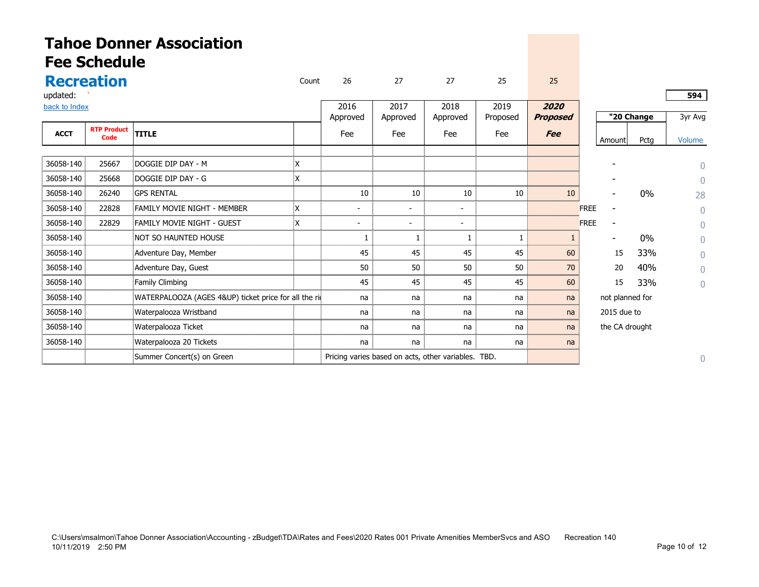# Tahoe Donner Association
# Fee Schedule
## Recreation

updated: `

back to Index

| ACCT | RTP Product Code | TITLE | Count | 2016 Approved Fee | 2017 Approved Fee | 2018 Approved Fee | 2019 Proposed Fee | ***2020 Proposed Fee*** | | "20 Change Amount | "20 Change Pctg | 3yr Avg Volume |
|---|---|---|---|---|---|---|---|---|---|---|---|---|
| | | | | 26 | 27 | 27 | 25 | 25 | | | | 594 |
| 36058-140 | 25667 | DOGGIE DIP DAY - M | X | | | | | | | - | | 0 |
| 36058-140 | 25668 | DOGGIE DIP DAY - G | X | | | | | | | - | | 0 |
| 36058-140 | 26240 | GPS RENTAL | | 10 | 10 | 10 | 10 | 10 | | - | 0% | 28 |
| 36058-140 | 22828 | FAMILY MOVIE NIGHT - MEMBER | X | - | - | - | | | FREE | - | | 0 |
| 36058-140 | 22829 | FAMILY MOVIE NIGHT - GUEST | X | - | - | - | | | FREE | - | | 0 |
| 36058-140 | | NOT SO HAUNTED HOUSE | | 1 | 1 | 1 | 1 | 1 | | - | 0% | 0 |
| 36058-140 | | Adventure Day, Member | | 45 | 45 | 45 | 45 | 60 | | 15 | 33% | 0 |
| 36058-140 | | Adventure Day, Guest | | 50 | 50 | 50 | 50 | 70 | | 20 | 40% | 0 |
| 36058-140 | | Family Climbing | | 45 | 45 | 45 | 45 | 60 | | 15 | 33% | 0 |
| 36058-140 | | WATERPALOOZA (AGES 4&UP) ticket price for all the ri | | na | na | na | na | na | | not planned for | | |
| 36058-140 | | Waterpalooza Wristband | | na | na | na | na | na | | 2015 due to | | |
| 36058-140 | | Waterpalooza Ticket | | na | na | na | na | na | | the CA drought | | |
| 36058-140 | | Waterpalooza 20 Tickets | | na | na | na | na | na | | | | |
| | | Summer Concert(s) on Green | | Pricing varies based on acts, other variables. TBD. | | | | | | | | 0 |

C:\Users\msalmon\Tahoe Donner Association\Accounting - zBudget\TDA\Rates and Fees\2020 Rates 001 Private Amenities MemberSvcs and ASO Recreation 140
10/11/2019 2:50 PM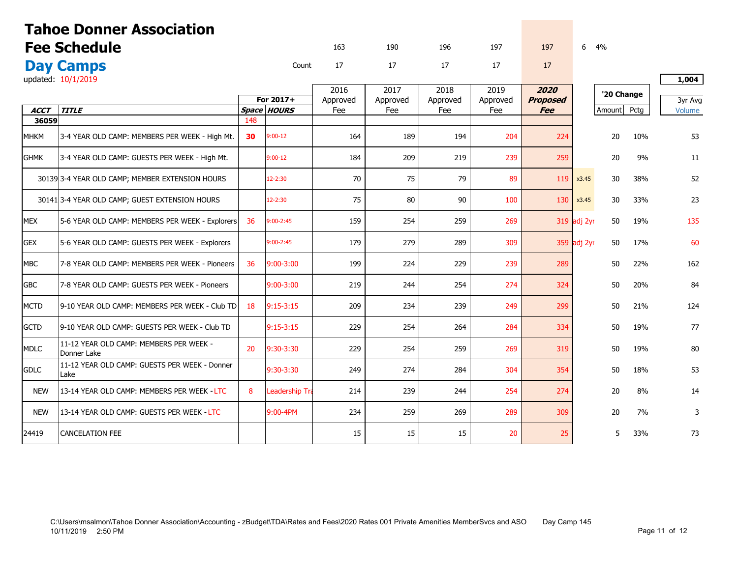# Tahoe Donner Association
# Fee Schedule
## Day Camps

updated: 10/1/2019

| | | | | 163 | 190 | 196 | 197 | 197 | 6 | 4% | | |
|---|---|---|---|---|---|---|---|---|---|---|---|---|
| | | | Count | 17 | 17 | 17 | 17 | 17 | | | | |
| | | | | | | | | | | | | 1,004 |
| | | For 2017+ | | 2016 Approved Fee | 2017 Approved Fee | 2018 Approved Fee | 2019 Approved Fee | ***2020 Proposed Fee*** | | '20 Change | | 3yr Avg |
| ***ACCT*** | ***TITLE*** | ***Space*** | ***HOURS*** | | | | | | | Amount | Pctg | Volume |
| **36059** | | 148 | | | | | | | | | | |
| MHKM | 3-4 YEAR OLD CAMP: MEMBERS PER WEEK - High Mt. | **30** | 9:00-12 | 164 | 189 | 194 | 204 | 224 | | 20 | 10% | 53 |
| GHMK | 3-4 YEAR OLD CAMP: GUESTS PER WEEK - High Mt. | | 9:00-12 | 184 | 209 | 219 | 239 | 259 | | 20 | 9% | 11 |
| 30139 | 3-4 YEAR OLD CAMP; MEMBER EXTENSION HOURS | | 12-2:30 | 70 | 75 | 79 | 89 | 119 | x3.45 | 30 | 38% | 52 |
| 30141 | 3-4 YEAR OLD CAMP; GUEST EXTENSION HOURS | | 12-2:30 | 75 | 80 | 90 | 100 | 130 | x3.45 | 30 | 33% | 23 |
| MEX | 5-6 YEAR OLD CAMP: MEMBERS PER WEEK - Explorers | 36 | 9:00-2:45 | 159 | 254 | 259 | 269 | 319 | adj 2yr | 50 | 19% | 135 |
| GEX | 5-6 YEAR OLD CAMP: GUESTS PER WEEK - Explorers | | 9:00-2:45 | 179 | 279 | 289 | 309 | 359 | adj 2yr | 50 | 17% | 60 |
| MBC | 7-8 YEAR OLD CAMP: MEMBERS PER WEEK - Pioneers | 36 | 9:00-3:00 | 199 | 224 | 229 | 239 | 289 | | 50 | 22% | 162 |
| GBC | 7-8 YEAR OLD CAMP: GUESTS PER WEEK - Pioneers | | 9:00-3:00 | 219 | 244 | 254 | 274 | 324 | | 50 | 20% | 84 |
| MCTD | 9-10 YEAR OLD CAMP: MEMBERS PER WEEK - Club TD | 18 | 9:15-3:15 | 209 | 234 | 239 | 249 | 299 | | 50 | 21% | 124 |
| GCTD | 9-10 YEAR OLD CAMP: GUESTS PER WEEK - Club TD | | 9:15-3:15 | 229 | 254 | 264 | 284 | 334 | | 50 | 19% | 77 |
| MDLC | 11-12 YEAR OLD CAMP: MEMBERS PER WEEK - Donner Lake | 20 | 9:30-3:30 | 229 | 254 | 259 | 269 | 319 | | 50 | 19% | 80 |
| GDLC | 11-12 YEAR OLD CAMP: GUESTS PER WEEK - Donner Lake | | 9:30-3:30 | 249 | 274 | 284 | 304 | 354 | | 50 | 18% | 53 |
| NEW | 13-14 YEAR OLD CAMP: MEMBERS PER WEEK - LTC | 8 | Leadership Tra | 214 | 239 | 244 | 254 | 274 | | 20 | 8% | 14 |
| NEW | 13-14 YEAR OLD CAMP: GUESTS PER WEEK - LTC | | 9:00-4PM | 234 | 259 | 269 | 289 | 309 | | 20 | 7% | 3 |
| 24419 | CANCELATION FEE | | | 15 | 15 | 15 | 20 | 25 | | 5 | 33% | 73 |

C:\Users\msalmon\Tahoe Donner Association\Accounting - zBudget\TDA\Rates and Fees\2020 Rates 001 Private Amenities MemberSvcs and ASO Day Camp 145
10/11/2019 2:50 PM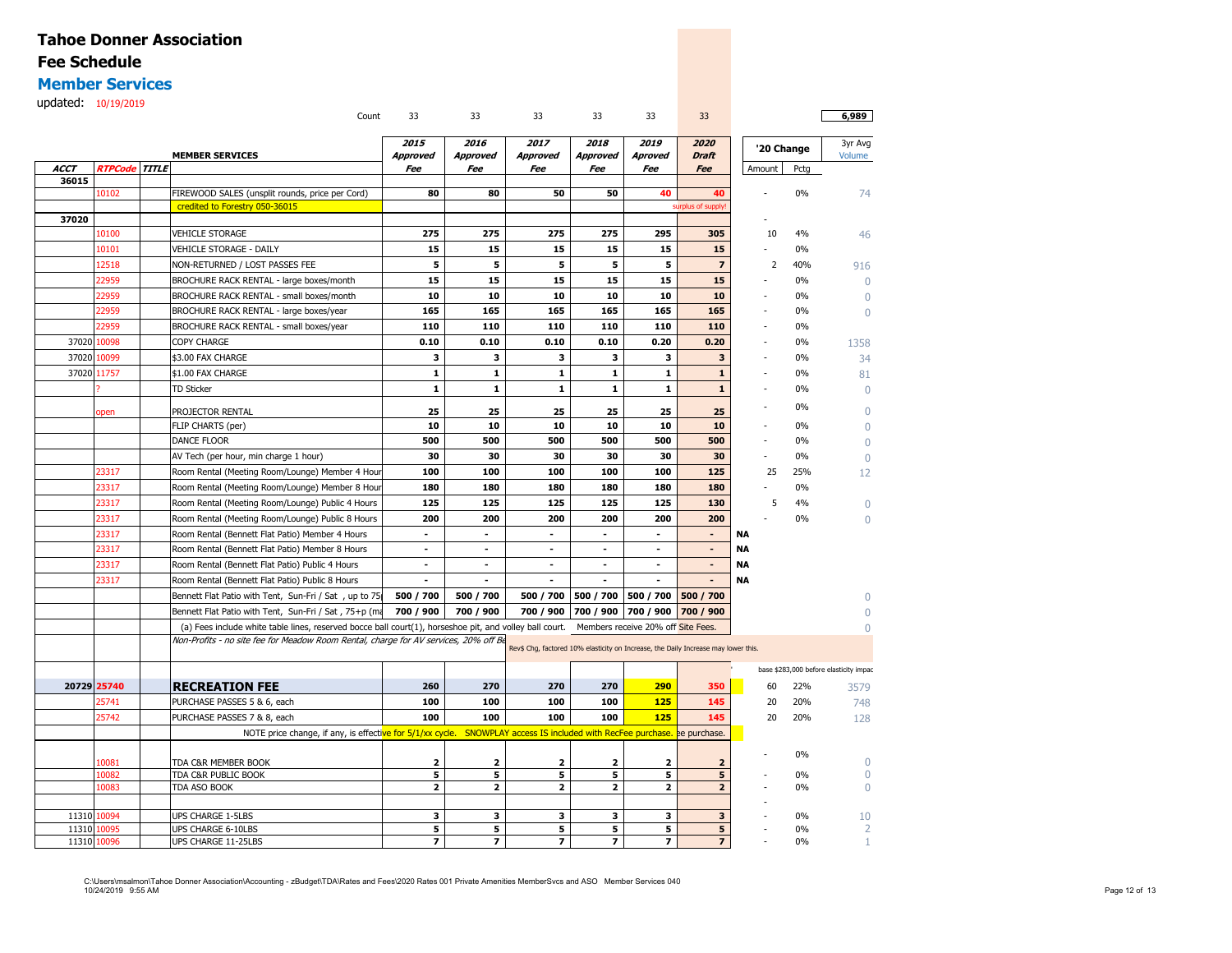# Tahoe Donner Association

## Fee Schedule

### Member Services

updated: 10/19/2019

| ACCT | RTPCode | TITLE | MEMBER SERVICES | 2015 Approved Fee | 2016 Approved Fee | 2017 Approved Fee | 2018 Approved Fee | 2019 Approved Fee | 2020 Draft Fee | | '20 Change Amount | '20 Change Pctg | 3yr Avg Volume |
|---|---|---|---|---|---|---|---|---|---|---|---|---|---|
| | | | Count | 33 | 33 | 33 | 33 | 33 | 33 | | | | 6,989 |
| 36015 | | | | | | | | | | | | | |
| | 10102 | | FIREWOOD SALES (unsplit rounds, price per Cord) | 80 | 80 | 50 | 50 | 40 | 40 | | - | 0% | 74 |
| | | | credited to Forestry 050-36015 | | | | | | surplus of supply! | | | | |
| 37020 | | | | | | | | | | | - | | |
| | 10100 | | VEHICLE STORAGE | 275 | 275 | 275 | 275 | 295 | 305 | | 10 | 4% | 46 |
| | 10101 | | VEHICLE STORAGE - DAILY | 15 | 15 | 15 | 15 | 15 | 15 | | - | 0% | |
| | 12518 | | NON-RETURNED / LOST PASSES FEE | 5 | 5 | 5 | 5 | 5 | 7 | | 2 | 40% | 916 |
| | 22959 | | BROCHURE RACK RENTAL - large boxes/month | 15 | 15 | 15 | 15 | 15 | 15 | | - | 0% | 0 |
| | 22959 | | BROCHURE RACK RENTAL - small boxes/month | 10 | 10 | 10 | 10 | 10 | 10 | | - | 0% | 0 |
| | 22959 | | BROCHURE RACK RENTAL - large boxes/year | 165 | 165 | 165 | 165 | 165 | 165 | | - | 0% | 0 |
| | 22959 | | BROCHURE RACK RENTAL - small boxes/year | 110 | 110 | 110 | 110 | 110 | 110 | | - | 0% | |
| 37020 | 10098 | | COPY CHARGE | 0.10 | 0.10 | 0.10 | 0.10 | 0.20 | 0.20 | | - | 0% | 1358 |
| 37020 | 10099 | | $3.00 FAX CHARGE | 3 | 3 | 3 | 3 | 3 | 3 | | - | 0% | 34 |
| 37020 | 11757 | | $1.00 FAX CHARGE | 1 | 1 | 1 | 1 | 1 | 1 | | - | 0% | 81 |
| | ? | | TD Sticker | 1 | 1 | 1 | 1 | 1 | 1 | | - | 0% | 0 |
| | open | | PROJECTOR RENTAL | 25 | 25 | 25 | 25 | 25 | 25 | | - | 0% | 0 |
| | | | FLIP CHARTS (per) | 10 | 10 | 10 | 10 | 10 | 10 | | - | 0% | 0 |
| | | | DANCE FLOOR | 500 | 500 | 500 | 500 | 500 | 500 | | - | 0% | 0 |
| | | | AV Tech (per hour, min charge 1 hour) | 30 | 30 | 30 | 30 | 30 | 30 | | - | 0% | 0 |
| | 23317 | | Room Rental (Meeting Room/Lounge) Member 4 Hour | 100 | 100 | 100 | 100 | 100 | 125 | | 25 | 25% | 12 |
| | 23317 | | Room Rental (Meeting Room/Lounge) Member 8 Hour | 180 | 180 | 180 | 180 | 180 | 180 | | - | 0% | |
| | 23317 | | Room Rental (Meeting Room/Lounge) Public 4 Hours | 125 | 125 | 125 | 125 | 125 | 130 | | 5 | 4% | 0 |
| | 23317 | | Room Rental (Meeting Room/Lounge) Public 8 Hours | 200 | 200 | 200 | 200 | 200 | 200 | | - | 0% | 0 |
| | 23317 | | Room Rental (Bennett Flat Patio) Member 4 Hours | - | - | - | - | - | - | NA | | | |
| | 23317 | | Room Rental (Bennett Flat Patio) Member 8 Hours | - | - | - | - | - | - | NA | | | |
| | 23317 | | Room Rental (Bennett Flat Patio) Public 4 Hours | - | - | - | - | - | - | NA | | | |
| | 23317 | | Room Rental (Bennett Flat Patio) Public 8 Hours | - | - | - | - | - | - | NA | | | |
| | | | Bennett Flat Patio with Tent, Sun-Fri / Sat , up to 75 | 500 / 700 | 500 / 700 | 500 / 700 | 500 / 700 | 500 / 700 | 500 / 700 | | | | 0 |
| | | | Bennett Flat Patio with Tent, Sun-Fri / Sat , 75+p (ma | 700 / 900 | 700 / 900 | 700 / 900 | 700 / 900 | 700 / 900 | 700 / 900 | | | | 0 |
| | | | (a) Fees include white table lines, reserved bocce ball court(1), horseshoe pit, and volley ball court. Members receive 20% off Site Fees. | | | | | | | | | | 0 |
| | | | *Non-Profits - no site fee for Meadow Room Rental, charge for AV services, 20% off Be* | | | Rev$ Chg, factored 10% elasticity on Increase, the Daily Increase may lower this. | | | | | | | |
| | | | | | | | | | | | base $283,000 before elasticity impac | | |
| 20729 | 25740 | | **RECREATION FEE** | 260 | 270 | 270 | 270 | 290 | 350 | | 60 | 22% | 3579 |
| | 25741 | | PURCHASE PASSES 5 & 6, each | 100 | 100 | 100 | 100 | 125 | 145 | | 20 | 20% | 748 |
| | 25742 | | PURCHASE PASSES 7 & 8, each | 100 | 100 | 100 | 100 | 125 | 145 | | 20 | 20% | 128 |
| | | | NOTE price change, if any, is effective for 5/1/xx cycle. SNOWPLAY access IS included with RecFee purchase. ee purchase. | | | | | | | | | | |
| | 10081 | | TDA C&R MEMBER BOOK | 2 | 2 | 2 | 2 | 2 | 2 | | - | 0% | 0 |
| | 10082 | | TDA C&R PUBLIC BOOK | 5 | 5 | 5 | 5 | 5 | 5 | | - | 0% | 0 |
| | 10083 | | TDA ASO BOOK | 2 | 2 | 2 | 2 | 2 | 2 | | - | 0% | 0 |
| | | | | | | | | | | | - | | |
| 11310 | 10094 | | UPS CHARGE 1-5LBS | 3 | 3 | 3 | 3 | 3 | 3 | | - | 0% | 10 |
| 11310 | 10095 | | UPS CHARGE 6-10LBS | 5 | 5 | 5 | 5 | 5 | 5 | | - | 0% | 2 |
| 11310 | 10096 | | UPS CHARGE 11-25LBS | 7 | 7 | 7 | 7 | 7 | 7 | | - | 0% | 1 |

C:\Users\msalmon\Tahoe Donner Association\Accounting - zBudget\TDA\Rates and Fees\2020 Rates 001 Private Amenities MemberSvcs and ASO Member Services 040
10/24/2019 9:55 AM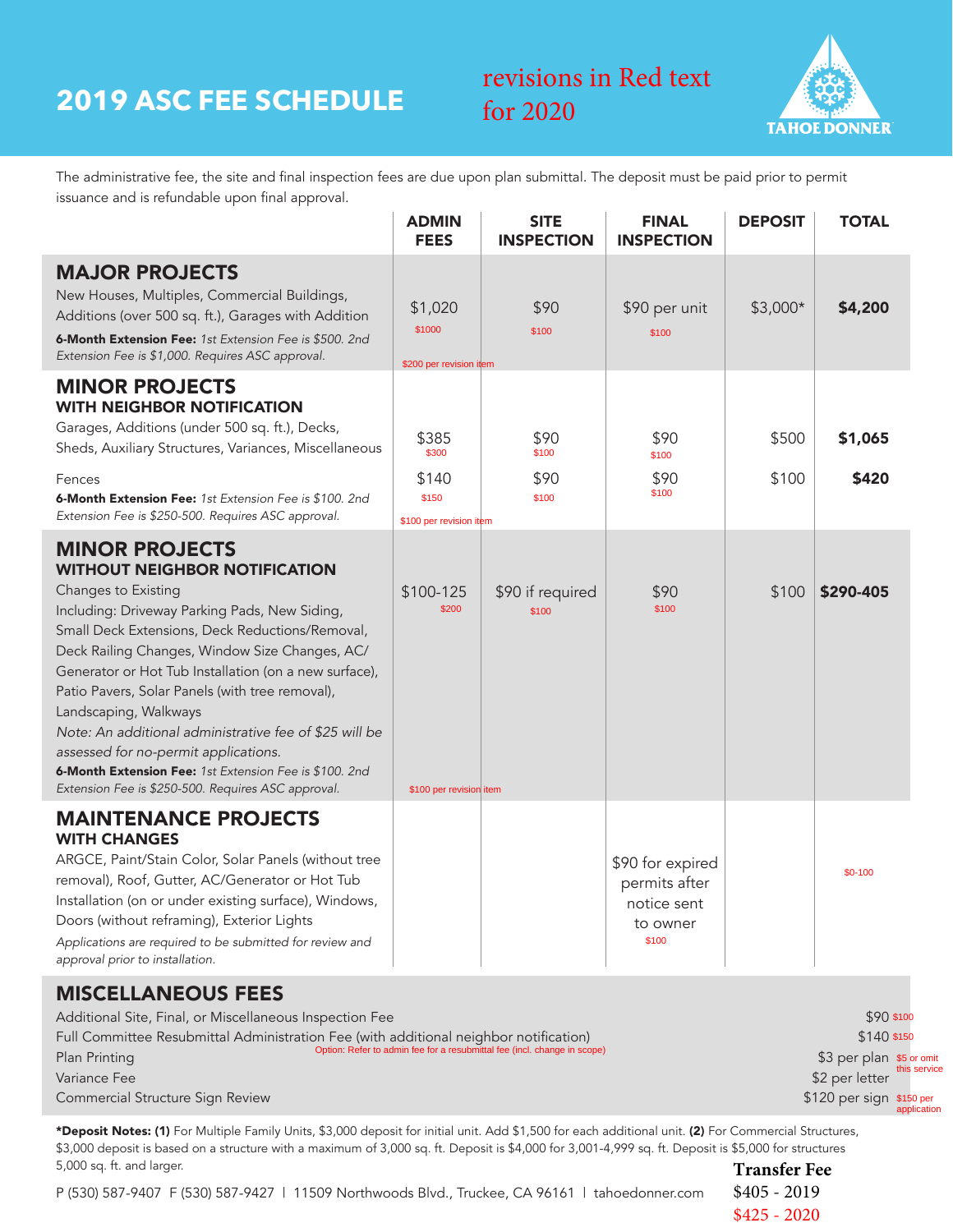# 2019 ASC FEE SCHEDULE

revisions in Red text for 2020

TAHOE DONNER

The administrative fee, the site and final inspection fees are due upon plan submittal. The deposit must be paid prior to permit issuance and is refundable upon final approval.

| | ADMIN FEES | SITE INSPECTION | FINAL INSPECTION | DEPOSIT | TOTAL |
|---|---|---|---|---|---|
| **MAJOR PROJECTS**<br>New Houses, Multiples, Commercial Buildings, Additions (over 500 sq. ft.), Garages with Addition<br>**6-Month Extension Fee:** *1st Extension Fee is $500. 2nd Extension Fee is $1,000. Requires ASC approval.* | $1,020<br>$1000<br>$200 per revision item | $90<br>$100 | $90 per unit<br>$100 | $3,000* | **$4,200** |
| **MINOR PROJECTS WITH NEIGHBOR NOTIFICATION**<br>Garages, Additions (under 500 sq. ft.), Decks, Sheds, Auxiliary Structures, Variances, Miscellaneous | $385<br>$300 | $90<br>$100 | $90<br>$100 | $500 | **$1,065** |
| Fences<br>**6-Month Extension Fee:** *1st Extension Fee is $100. 2nd Extension Fee is $250-500. Requires ASC approval.* | $140<br>$150<br>$100 per revision item | $90<br>$100 | $90<br>$100 | $100 | **$420** |
| **MINOR PROJECTS WITHOUT NEIGHBOR NOTIFICATION**<br>Changes to Existing<br>Including: Driveway Parking Pads, New Siding, Small Deck Extensions, Deck Reductions/Removal, Deck Railing Changes, Window Size Changes, AC/ Generator or Hot Tub Installation (on a new surface), Patio Pavers, Solar Panels (with tree removal), Landscaping, Walkways<br>*Note: An additional administrative fee of $25 will be assessed for no-permit applications.*<br>**6-Month Extension Fee:** *1st Extension Fee is $100. 2nd Extension Fee is $250-500. Requires ASC approval.* | $100-125<br>$200<br>$100 per revision item | $90 if required<br>$100 | $90<br>$100 | $100 | **$290-405** |
| **MAINTENANCE PROJECTS WITH CHANGES**<br>ARGCE, Paint/Stain Color, Solar Panels (without tree removal), Roof, Gutter, AC/Generator or Hot Tub Installation (on or under existing surface), Windows, Doors (without reframing), Exterior Lights<br>*Applications are required to be submitted for review and approval prior to installation.* | | | $90 for expired permits after notice sent to owner<br>$100 | | $0-100 |

## MISCELLANEOUS FEES

| | |
|---|---|
| Additional Site, Final, or Miscellaneous Inspection Fee | $90 $100 |
| Full Committee Resubmittal Administration Fee (with additional neighbor notification)<br>Option: Refer to admin fee for a resubmittal fee (incl. change in scope) | $140 $150 |
| Plan Printing | $3 per plan $5 or omit this service |
| Variance Fee | $2 per letter |
| Commercial Structure Sign Review | $120 per sign $150 per application |

***Deposit Notes:** **(1)** For Multiple Family Units, $3,000 deposit for initial unit. Add $1,500 for each additional unit. **(2)** For Commercial Structures, $3,000 deposit is based on a structure with a maximum of 3,000 sq. ft. Deposit is $4,000 for 3,001-4,999 sq. ft. Deposit is $5,000 for structures 5,000 sq. ft. and larger.

**Transfer Fee**
$405 - 2019
$425 - 2020

P (530) 587-9407 F (530) 587-9427 | 11509 Northwoods Blvd., Truckee, CA 96161 | tahoedonner.com